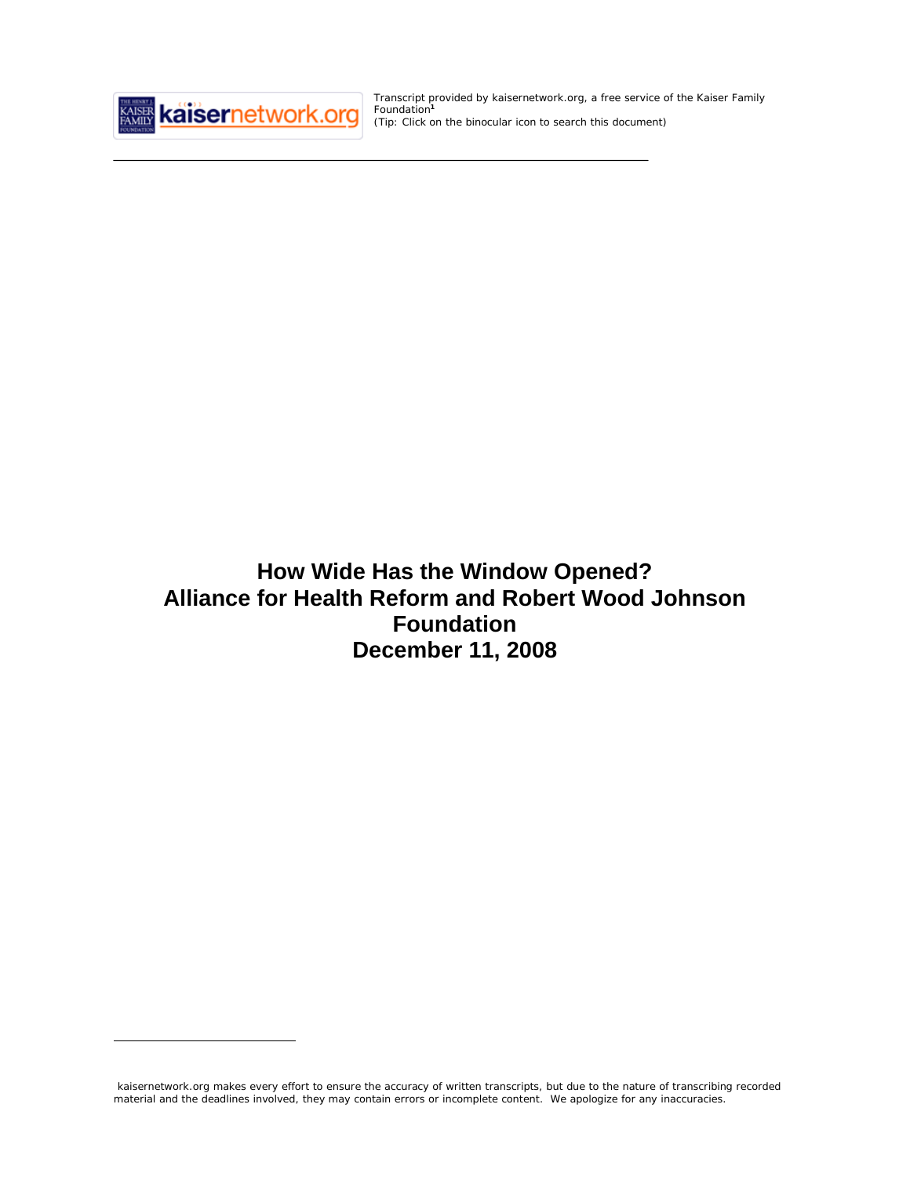Transcript provided by kaisernetwork.org, a free service of the Kaiser Family Foundation[1]
(Tip: Click on the binocular icon to search this document)

# How Wide Has the Window Opened?
# Alliance for Health Reform and Robert Wood Johnson Foundation
# December 11, 2008

kaisernetwork.org makes every effort to ensure the accuracy of written transcripts, but due to the nature of transcribing recorded material and the deadlines involved, they may contain errors or incomplete content. We apologize for any inaccuracies.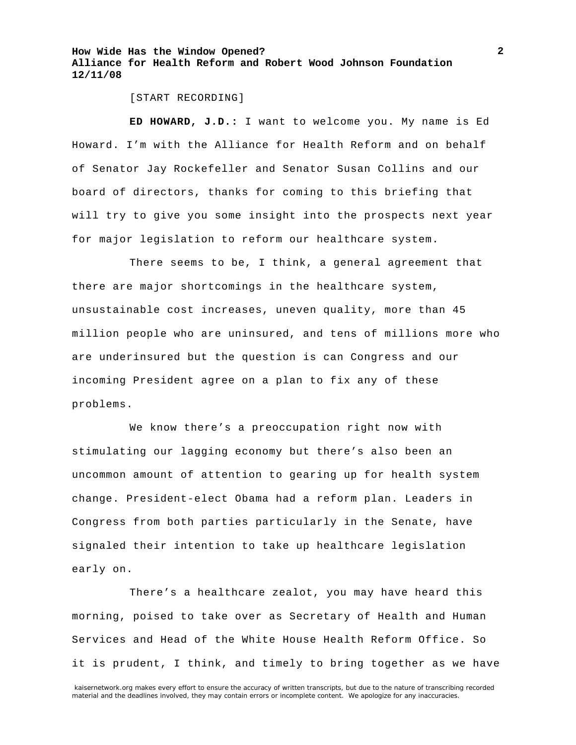[START RECORDING]

**ED HOWARD, J.D.:** I want to welcome you. My name is Ed Howard. I'm with the Alliance for Health Reform and on behalf of Senator Jay Rockefeller and Senator Susan Collins and our board of directors, thanks for coming to this briefing that will try to give you some insight into the prospects next year for major legislation to reform our healthcare system.

There seems to be, I think, a general agreement that there are major shortcomings in the healthcare system, unsustainable cost increases, uneven quality, more than 45 million people who are uninsured, and tens of millions more who are underinsured but the question is can Congress and our incoming President agree on a plan to fix any of these problems.

We know there's a preoccupation right now with stimulating our lagging economy but there's also been an uncommon amount of attention to gearing up for health system change. President-elect Obama had a reform plan. Leaders in Congress from both parties particularly in the Senate, have signaled their intention to take up healthcare legislation early on.

There's a healthcare zealot, you may have heard this morning, poised to take over as Secretary of Health and Human Services and Head of the White House Health Reform Office. So it is prudent, I think, and timely to bring together as we have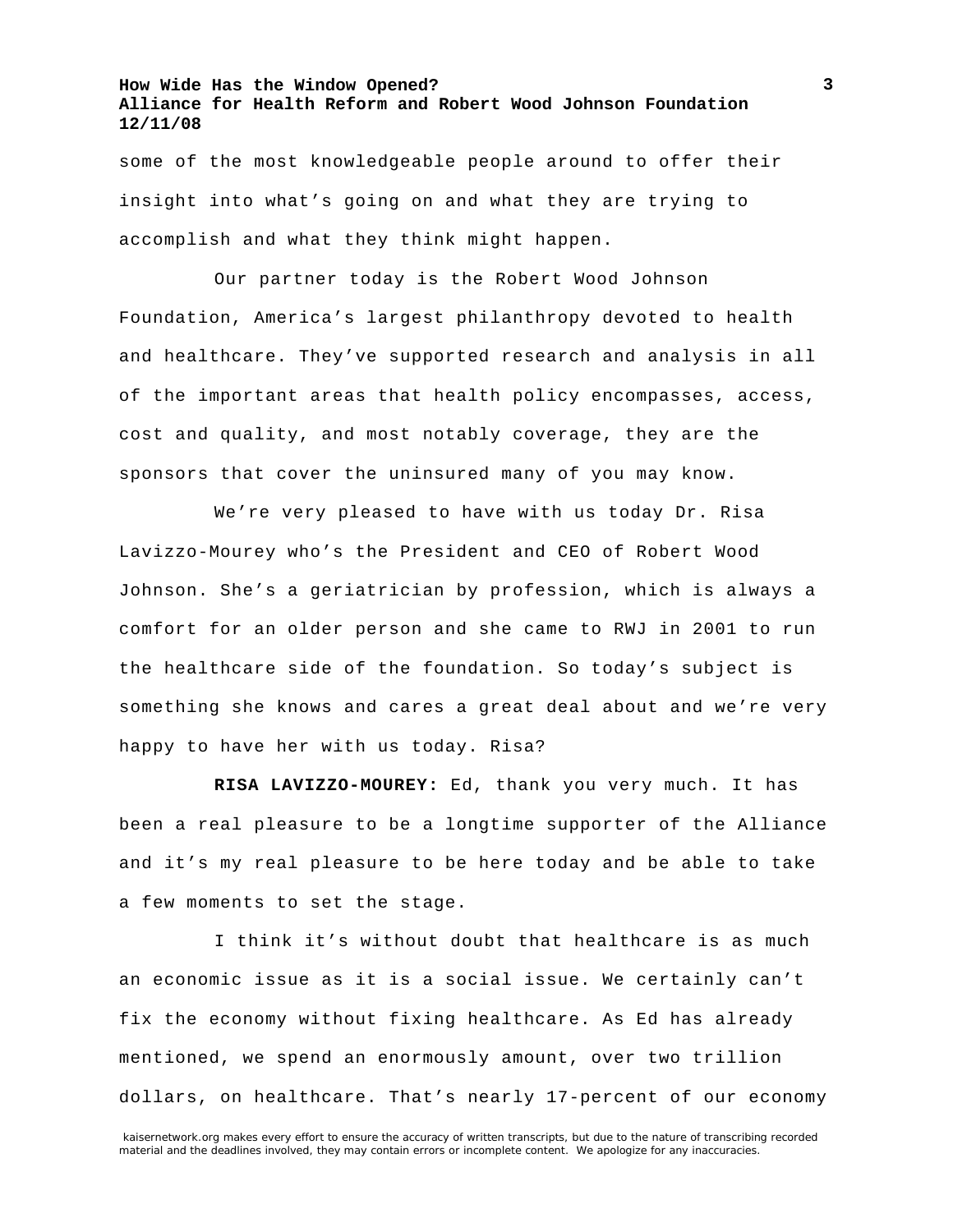some of the most knowledgeable people around to offer their insight into what's going on and what they are trying to accomplish and what they think might happen.

Our partner today is the Robert Wood Johnson Foundation, America's largest philanthropy devoted to health and healthcare. They've supported research and analysis in all of the important areas that health policy encompasses, access, cost and quality, and most notably coverage, they are the sponsors that cover the uninsured many of you may know.

We're very pleased to have with us today Dr. Risa Lavizzo-Mourey who's the President and CEO of Robert Wood Johnson. She's a geriatrician by profession, which is always a comfort for an older person and she came to RWJ in 2001 to run the healthcare side of the foundation. So today's subject is something she knows and cares a great deal about and we're very happy to have her with us today. Risa?

**RISA LAVIZZO-MOUREY:** Ed, thank you very much. It has been a real pleasure to be a longtime supporter of the Alliance and it's my real pleasure to be here today and be able to take a few moments to set the stage.

I think it's without doubt that healthcare is as much an economic issue as it is a social issue. We certainly can't fix the economy without fixing healthcare. As Ed has already mentioned, we spend an enormously amount, over two trillion dollars, on healthcare. That's nearly 17-percent of our economy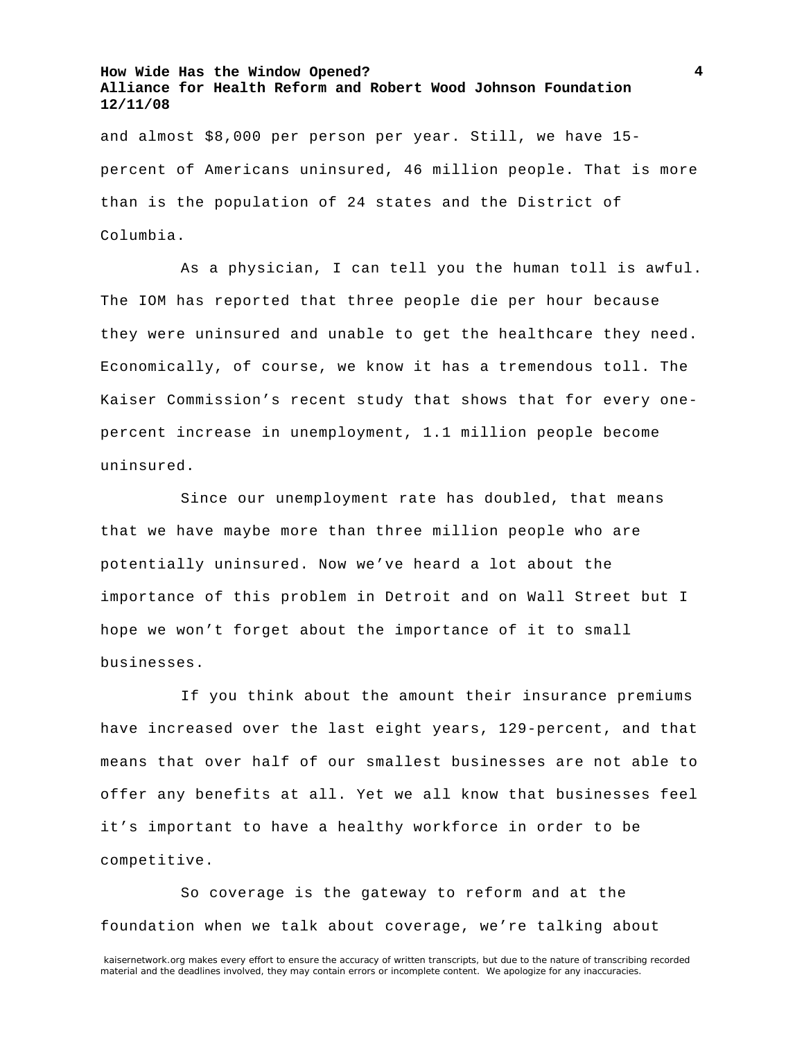and almost $8,000 per person per year. Still, we have 15-percent of Americans uninsured, 46 million people. That is more than is the population of 24 states and the District of Columbia.

As a physician, I can tell you the human toll is awful. The IOM has reported that three people die per hour because they were uninsured and unable to get the healthcare they need. Economically, of course, we know it has a tremendous toll. The Kaiser Commission's recent study that shows that for every one-percent increase in unemployment, 1.1 million people become uninsured.

Since our unemployment rate has doubled, that means that we have maybe more than three million people who are potentially uninsured. Now we've heard a lot about the importance of this problem in Detroit and on Wall Street but I hope we won't forget about the importance of it to small businesses.

If you think about the amount their insurance premiums have increased over the last eight years, 129-percent, and that means that over half of our smallest businesses are not able to offer any benefits at all. Yet we all know that businesses feel it's important to have a healthy workforce in order to be competitive.

So coverage is the gateway to reform and at the foundation when we talk about coverage, we're talking about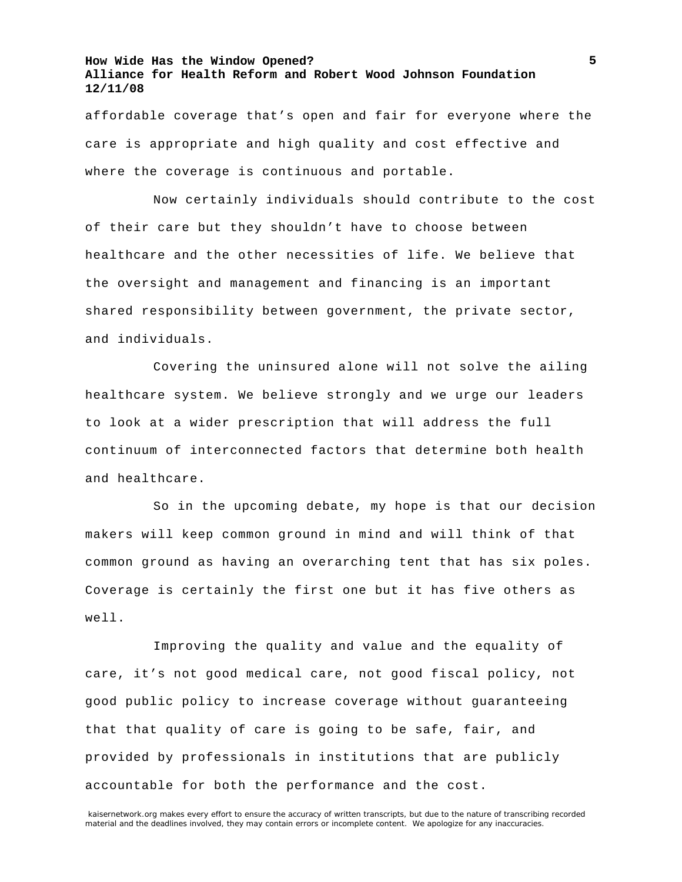affordable coverage that's open and fair for everyone where the care is appropriate and high quality and cost effective and where the coverage is continuous and portable.

Now certainly individuals should contribute to the cost of their care but they shouldn't have to choose between healthcare and the other necessities of life. We believe that the oversight and management and financing is an important shared responsibility between government, the private sector, and individuals.

Covering the uninsured alone will not solve the ailing healthcare system. We believe strongly and we urge our leaders to look at a wider prescription that will address the full continuum of interconnected factors that determine both health and healthcare.

So in the upcoming debate, my hope is that our decision makers will keep common ground in mind and will think of that common ground as having an overarching tent that has six poles. Coverage is certainly the first one but it has five others as well.

Improving the quality and value and the equality of care, it's not good medical care, not good fiscal policy, not good public policy to increase coverage without guaranteeing that that quality of care is going to be safe, fair, and provided by professionals in institutions that are publicly accountable for both the performance and the cost.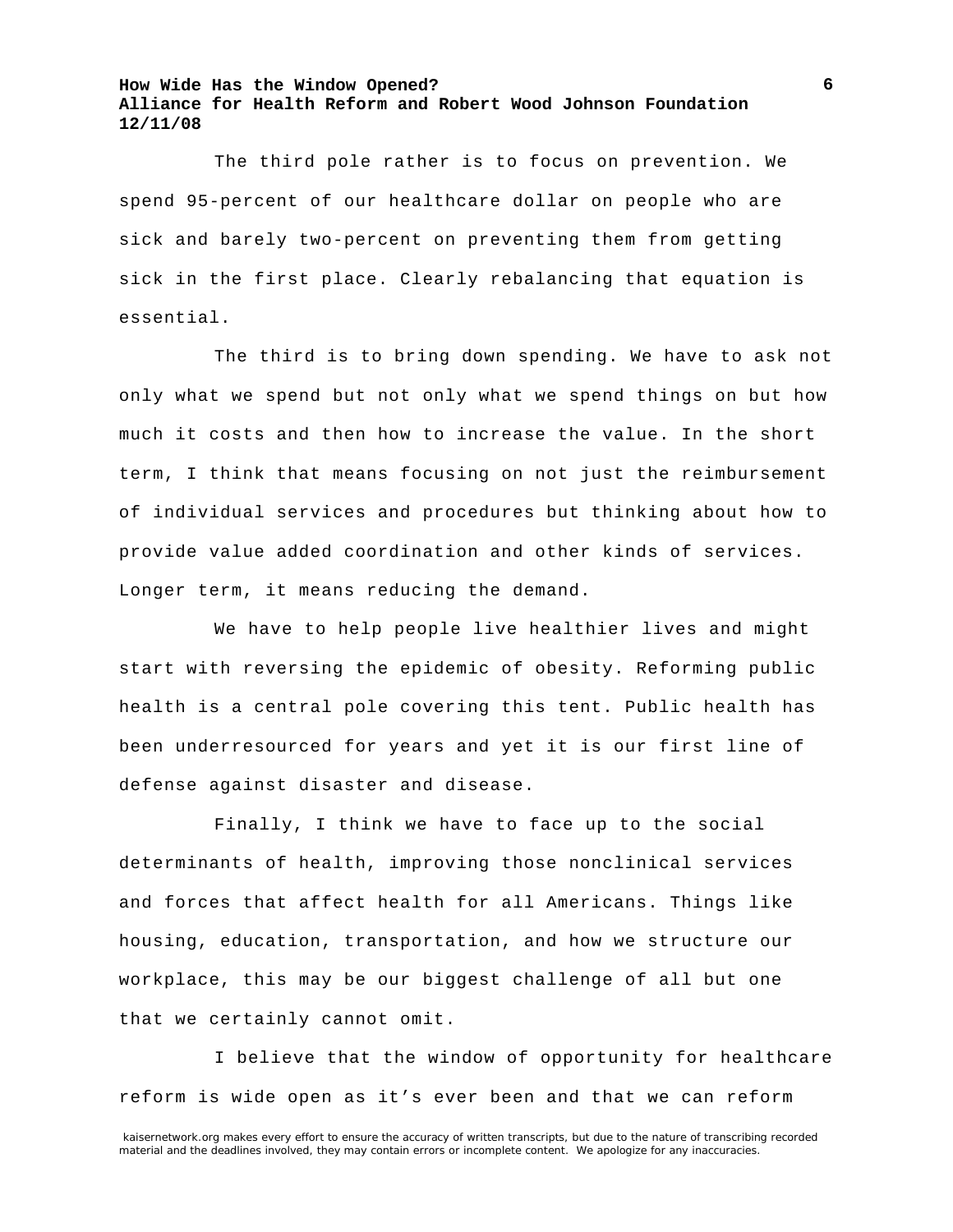The third pole rather is to focus on prevention. We spend 95-percent of our healthcare dollar on people who are sick and barely two-percent on preventing them from getting sick in the first place. Clearly rebalancing that equation is essential.

The third is to bring down spending. We have to ask not only what we spend but not only what we spend things on but how much it costs and then how to increase the value. In the short term, I think that means focusing on not just the reimbursement of individual services and procedures but thinking about how to provide value added coordination and other kinds of services. Longer term, it means reducing the demand.

We have to help people live healthier lives and might start with reversing the epidemic of obesity. Reforming public health is a central pole covering this tent. Public health has been underresourced for years and yet it is our first line of defense against disaster and disease.

Finally, I think we have to face up to the social determinants of health, improving those nonclinical services and forces that affect health for all Americans. Things like housing, education, transportation, and how we structure our workplace, this may be our biggest challenge of all but one that we certainly cannot omit.

I believe that the window of opportunity for healthcare reform is wide open as it's ever been and that we can reform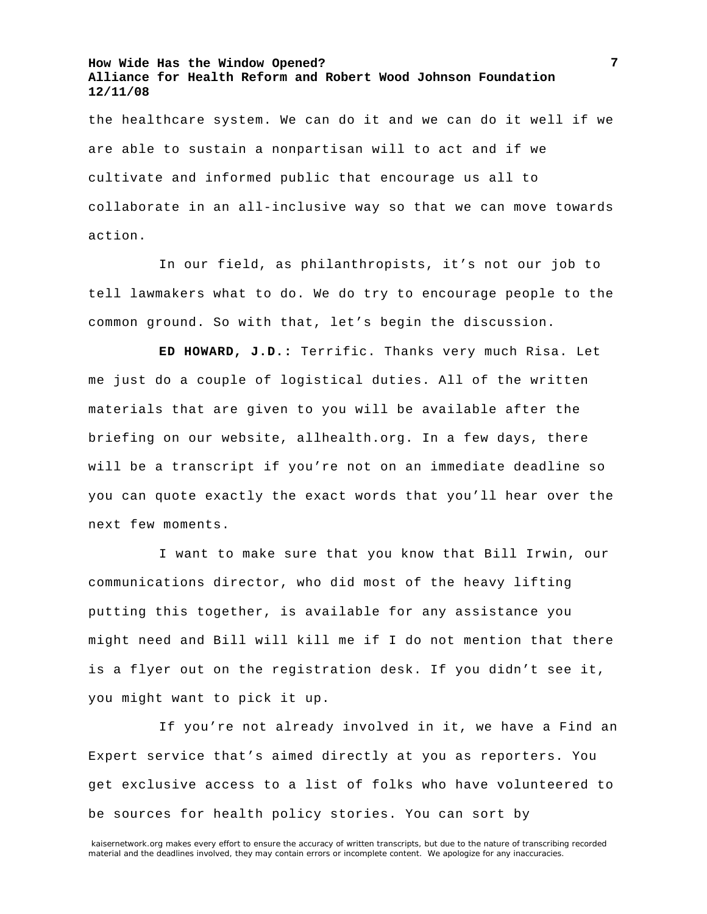the healthcare system. We can do it and we can do it well if we are able to sustain a nonpartisan will to act and if we cultivate and informed public that encourage us all to collaborate in an all-inclusive way so that we can move towards action.

In our field, as philanthropists, it’s not our job to tell lawmakers what to do. We do try to encourage people to the common ground. So with that, let’s begin the discussion.

**ED HOWARD, J.D.:** Terrific. Thanks very much Risa. Let me just do a couple of logistical duties. All of the written materials that are given to you will be available after the briefing on our website, allhealth.org. In a few days, there will be a transcript if you’re not on an immediate deadline so you can quote exactly the exact words that you’ll hear over the next few moments.

I want to make sure that you know that Bill Irwin, our communications director, who did most of the heavy lifting putting this together, is available for any assistance you might need and Bill will kill me if I do not mention that there is a flyer out on the registration desk. If you didn’t see it, you might want to pick it up.

If you’re not already involved in it, we have a Find an Expert service that’s aimed directly at you as reporters. You get exclusive access to a list of folks who have volunteered to be sources for health policy stories. You can sort by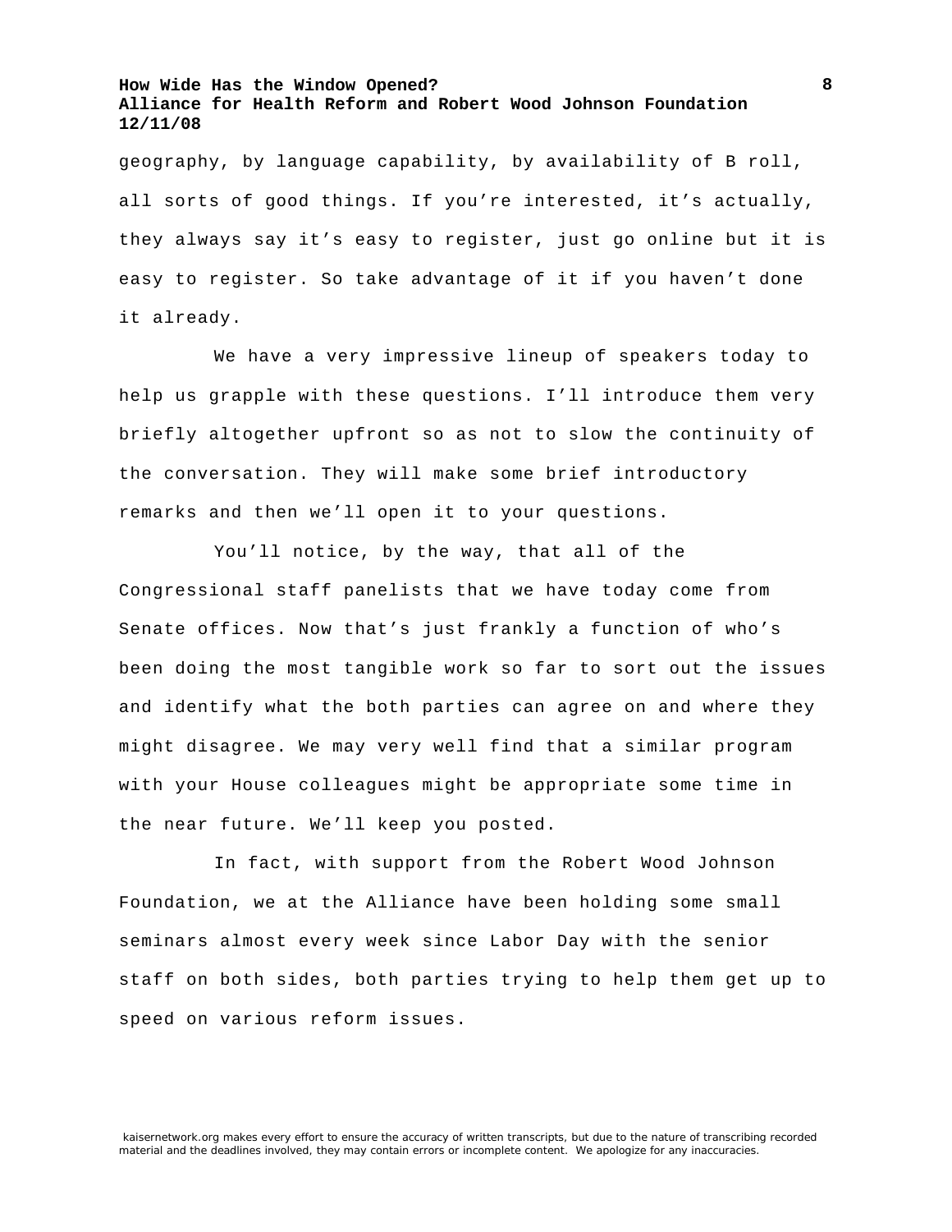geography, by language capability, by availability of B roll, all sorts of good things. If you're interested, it's actually, they always say it's easy to register, just go online but it is easy to register. So take advantage of it if you haven't done it already.

We have a very impressive lineup of speakers today to help us grapple with these questions. I'll introduce them very briefly altogether upfront so as not to slow the continuity of the conversation. They will make some brief introductory remarks and then we'll open it to your questions.

You'll notice, by the way, that all of the Congressional staff panelists that we have today come from Senate offices. Now that's just frankly a function of who's been doing the most tangible work so far to sort out the issues and identify what the both parties can agree on and where they might disagree. We may very well find that a similar program with your House colleagues might be appropriate some time in the near future. We'll keep you posted.

In fact, with support from the Robert Wood Johnson Foundation, we at the Alliance have been holding some small seminars almost every week since Labor Day with the senior staff on both sides, both parties trying to help them get up to speed on various reform issues.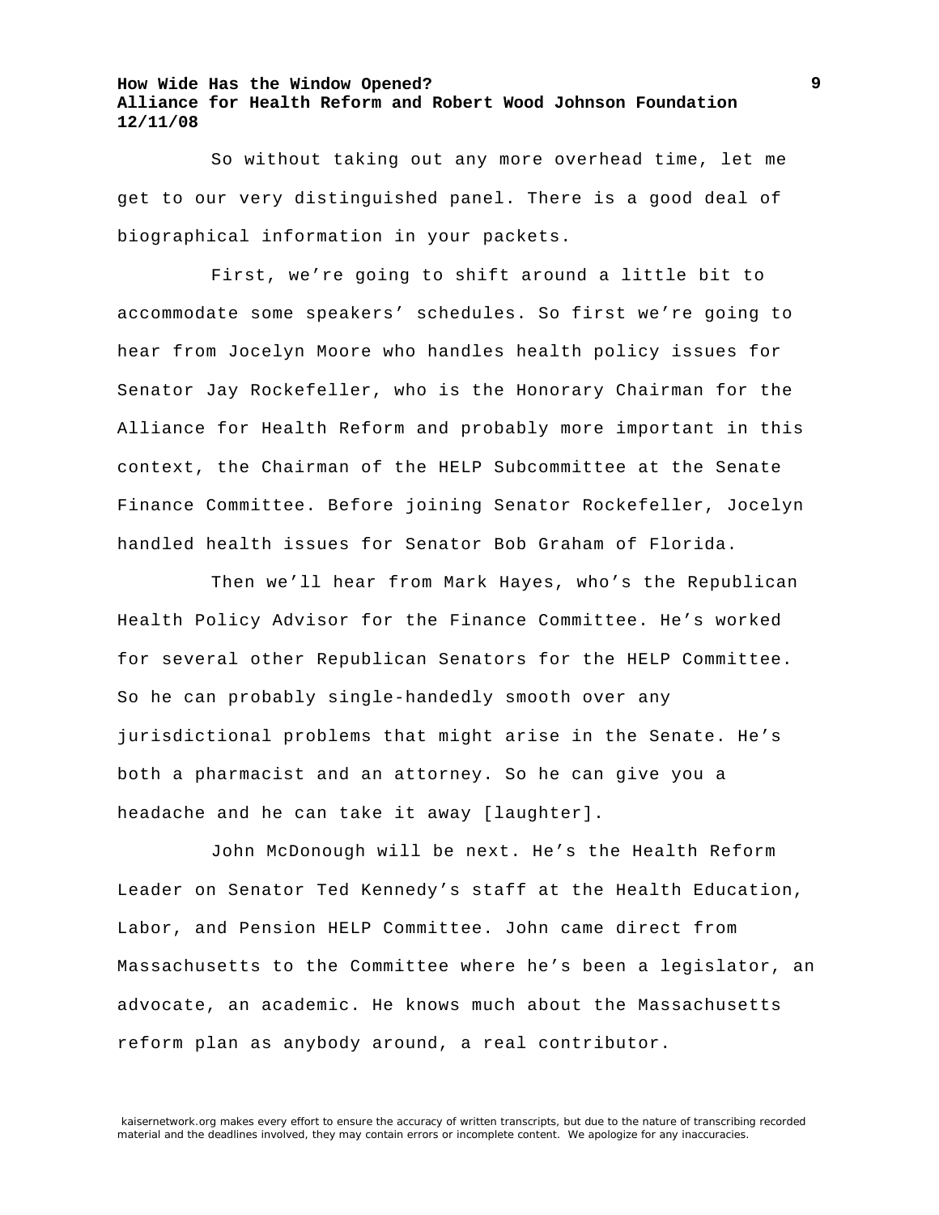So without taking out any more overhead time, let me get to our very distinguished panel. There is a good deal of biographical information in your packets.

First, we're going to shift around a little bit to accommodate some speakers' schedules. So first we're going to hear from Jocelyn Moore who handles health policy issues for Senator Jay Rockefeller, who is the Honorary Chairman for the Alliance for Health Reform and probably more important in this context, the Chairman of the HELP Subcommittee at the Senate Finance Committee. Before joining Senator Rockefeller, Jocelyn handled health issues for Senator Bob Graham of Florida.

Then we'll hear from Mark Hayes, who's the Republican Health Policy Advisor for the Finance Committee. He's worked for several other Republican Senators for the HELP Committee. So he can probably single-handedly smooth over any jurisdictional problems that might arise in the Senate. He's both a pharmacist and an attorney. So he can give you a headache and he can take it away [laughter].

John McDonough will be next. He's the Health Reform Leader on Senator Ted Kennedy's staff at the Health Education, Labor, and Pension HELP Committee. John came direct from Massachusetts to the Committee where he's been a legislator, an advocate, an academic. He knows much about the Massachusetts reform plan as anybody around, a real contributor.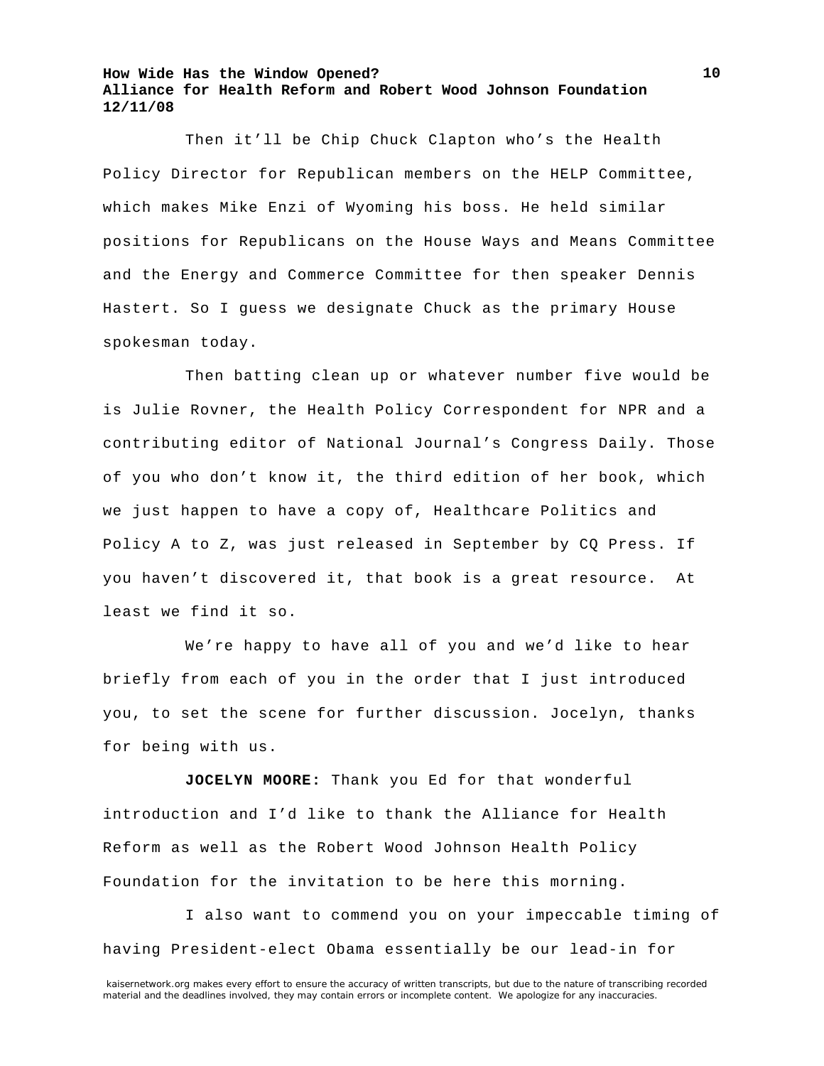Then it'll be Chip Chuck Clapton who's the Health Policy Director for Republican members on the HELP Committee, which makes Mike Enzi of Wyoming his boss. He held similar positions for Republicans on the House Ways and Means Committee and the Energy and Commerce Committee for then speaker Dennis Hastert. So I guess we designate Chuck as the primary House spokesman today.

Then batting clean up or whatever number five would be is Julie Rovner, the Health Policy Correspondent for NPR and a contributing editor of National Journal's Congress Daily. Those of you who don't know it, the third edition of her book, which we just happen to have a copy of, Healthcare Politics and Policy A to Z, was just released in September by CQ Press. If you haven't discovered it, that book is a great resource. At least we find it so.

We're happy to have all of you and we'd like to hear briefly from each of you in the order that I just introduced you, to set the scene for further discussion. Jocelyn, thanks for being with us.

**JOCELYN MOORE:** Thank you Ed for that wonderful introduction and I'd like to thank the Alliance for Health Reform as well as the Robert Wood Johnson Health Policy Foundation for the invitation to be here this morning.

I also want to commend you on your impeccable timing of having President-elect Obama essentially be our lead-in for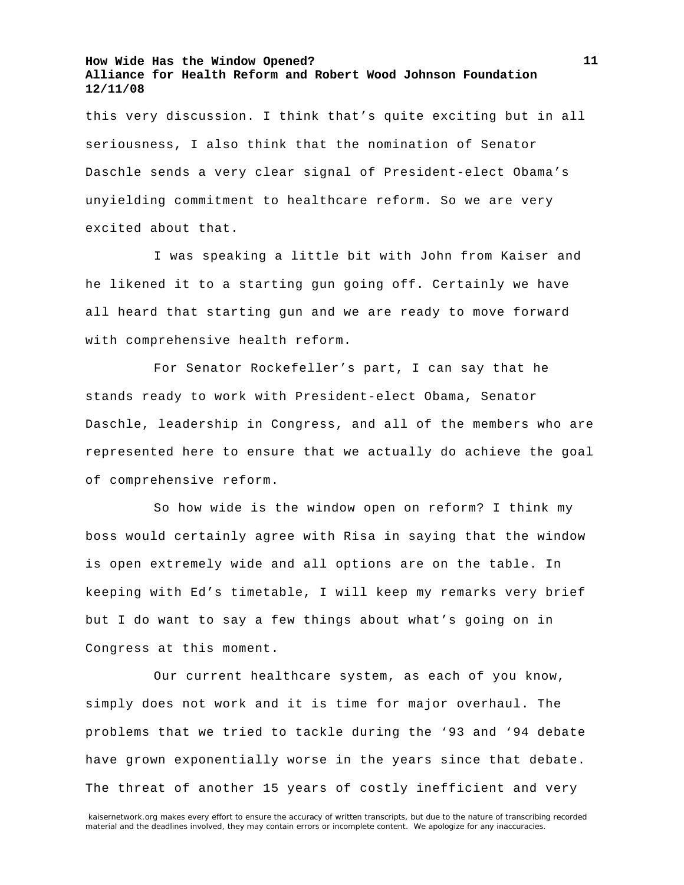this very discussion. I think that's quite exciting but in all seriousness, I also think that the nomination of Senator Daschle sends a very clear signal of President-elect Obama's unyielding commitment to healthcare reform. So we are very excited about that.

I was speaking a little bit with John from Kaiser and he likened it to a starting gun going off. Certainly we have all heard that starting gun and we are ready to move forward with comprehensive health reform.

For Senator Rockefeller's part, I can say that he stands ready to work with President-elect Obama, Senator Daschle, leadership in Congress, and all of the members who are represented here to ensure that we actually do achieve the goal of comprehensive reform.

So how wide is the window open on reform? I think my boss would certainly agree with Risa in saying that the window is open extremely wide and all options are on the table. In keeping with Ed's timetable, I will keep my remarks very brief but I do want to say a few things about what's going on in Congress at this moment.

Our current healthcare system, as each of you know, simply does not work and it is time for major overhaul. The problems that we tried to tackle during the '93 and '94 debate have grown exponentially worse in the years since that debate. The threat of another 15 years of costly inefficient and very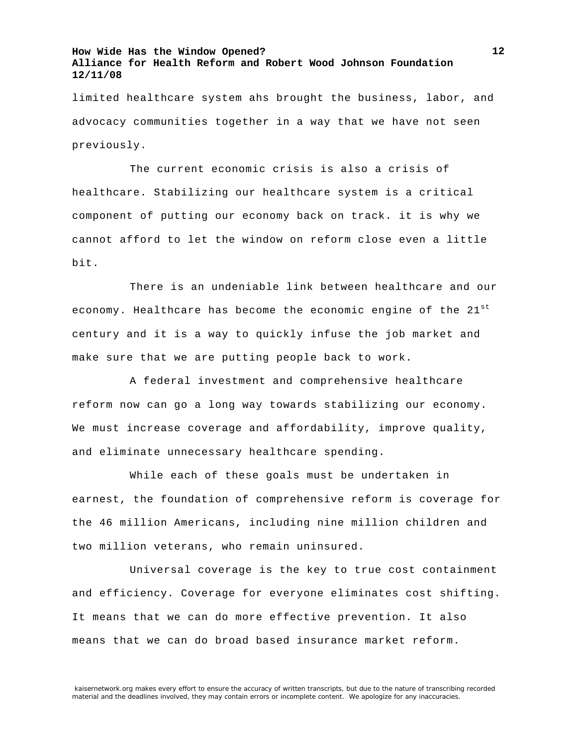limited healthcare system ahs brought the business, labor, and advocacy communities together in a way that we have not seen previously.

The current economic crisis is also a crisis of healthcare. Stabilizing our healthcare system is a critical component of putting our economy back on track. it is why we cannot afford to let the window on reform close even a little bit.

There is an undeniable link between healthcare and our economy. Healthcare has become the economic engine of the 21st century and it is a way to quickly infuse the job market and make sure that we are putting people back to work.

A federal investment and comprehensive healthcare reform now can go a long way towards stabilizing our economy. We must increase coverage and affordability, improve quality, and eliminate unnecessary healthcare spending.

While each of these goals must be undertaken in earnest, the foundation of comprehensive reform is coverage for the 46 million Americans, including nine million children and two million veterans, who remain uninsured.

Universal coverage is the key to true cost containment and efficiency. Coverage for everyone eliminates cost shifting. It means that we can do more effective prevention. It also means that we can do broad based insurance market reform.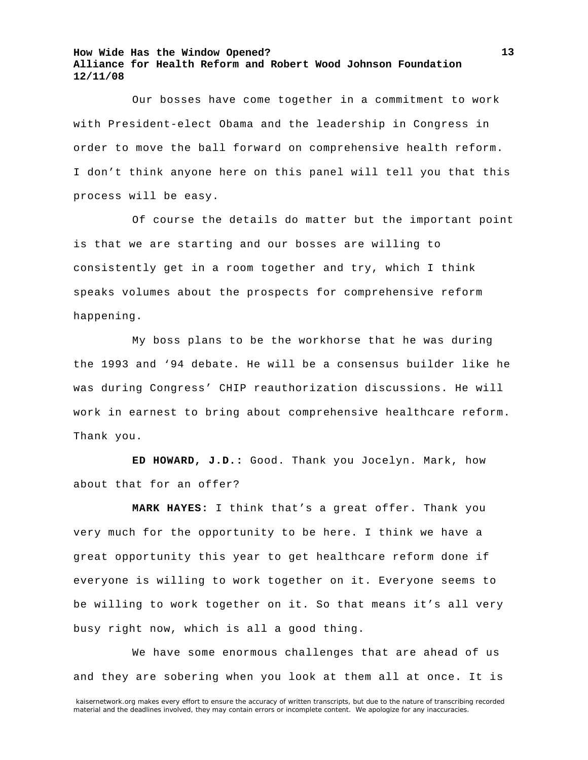Our bosses have come together in a commitment to work with President-elect Obama and the leadership in Congress in order to move the ball forward on comprehensive health reform. I don't think anyone here on this panel will tell you that this process will be easy.

Of course the details do matter but the important point is that we are starting and our bosses are willing to consistently get in a room together and try, which I think speaks volumes about the prospects for comprehensive reform happening.

My boss plans to be the workhorse that he was during the 1993 and '94 debate. He will be a consensus builder like he was during Congress' CHIP reauthorization discussions. He will work in earnest to bring about comprehensive healthcare reform. Thank you.

**ED HOWARD, J.D.:** Good. Thank you Jocelyn. Mark, how about that for an offer?

**MARK HAYES:** I think that's a great offer. Thank you very much for the opportunity to be here. I think we have a great opportunity this year to get healthcare reform done if everyone is willing to work together on it. Everyone seems to be willing to work together on it. So that means it's all very busy right now, which is all a good thing.

We have some enormous challenges that are ahead of us and they are sobering when you look at them all at once. It is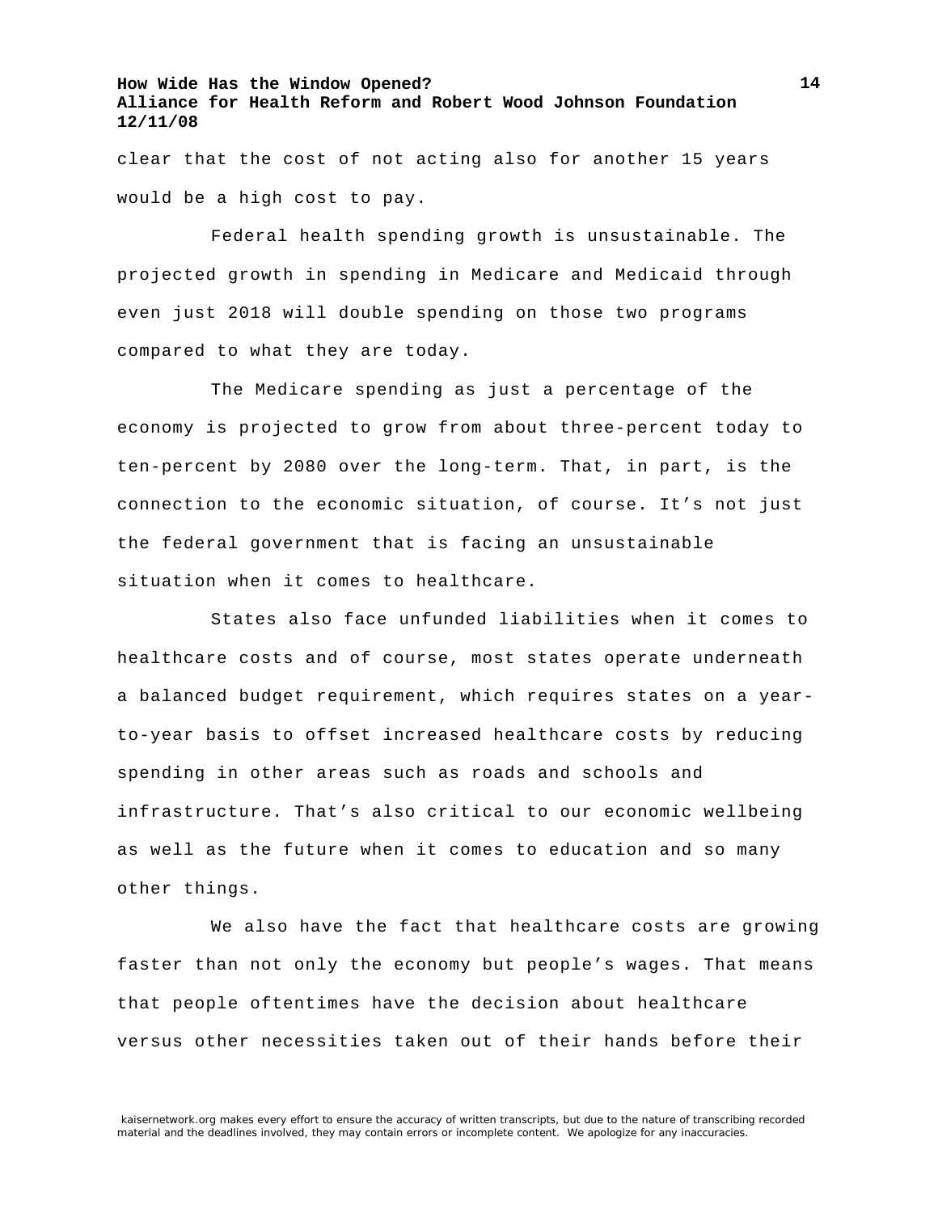clear that the cost of not acting also for another 15 years would be a high cost to pay.

Federal health spending growth is unsustainable. The projected growth in spending in Medicare and Medicaid through even just 2018 will double spending on those two programs compared to what they are today.

The Medicare spending as just a percentage of the economy is projected to grow from about three-percent today to ten-percent by 2080 over the long-term. That, in part, is the connection to the economic situation, of course. It's not just the federal government that is facing an unsustainable situation when it comes to healthcare.

States also face unfunded liabilities when it comes to healthcare costs and of course, most states operate underneath a balanced budget requirement, which requires states on a year-to-year basis to offset increased healthcare costs by reducing spending in other areas such as roads and schools and infrastructure. That's also critical to our economic wellbeing as well as the future when it comes to education and so many other things.

We also have the fact that healthcare costs are growing faster than not only the economy but people's wages. That means that people oftentimes have the decision about healthcare versus other necessities taken out of their hands before their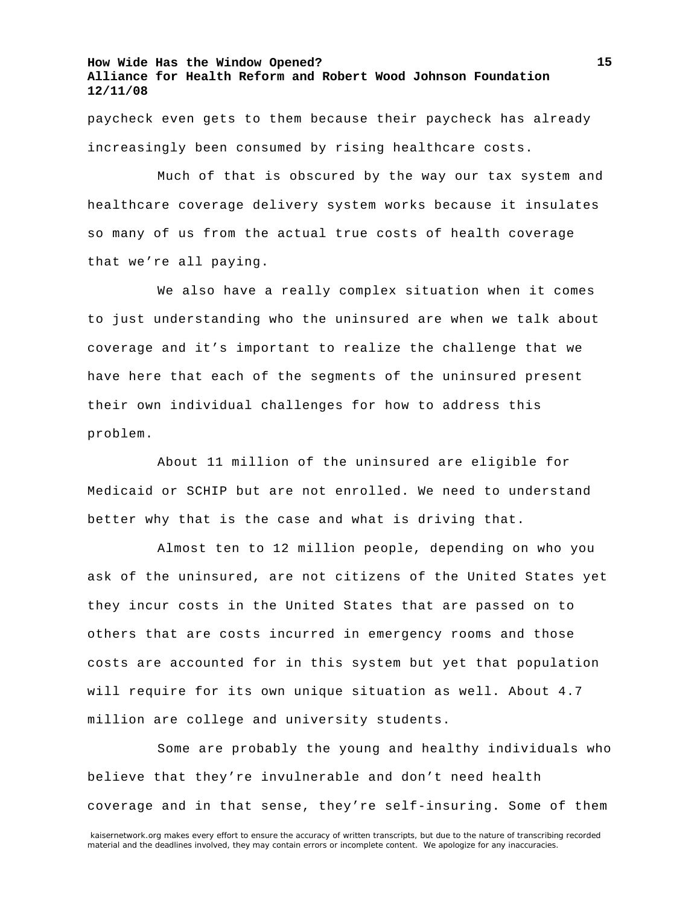paycheck even gets to them because their paycheck has already increasingly been consumed by rising healthcare costs.

Much of that is obscured by the way our tax system and healthcare coverage delivery system works because it insulates so many of us from the actual true costs of health coverage that we're all paying.

We also have a really complex situation when it comes to just understanding who the uninsured are when we talk about coverage and it's important to realize the challenge that we have here that each of the segments of the uninsured present their own individual challenges for how to address this problem.

About 11 million of the uninsured are eligible for Medicaid or SCHIP but are not enrolled. We need to understand better why that is the case and what is driving that.

Almost ten to 12 million people, depending on who you ask of the uninsured, are not citizens of the United States yet they incur costs in the United States that are passed on to others that are costs incurred in emergency rooms and those costs are accounted for in this system but yet that population will require for its own unique situation as well. About 4.7 million are college and university students.

Some are probably the young and healthy individuals who believe that they're invulnerable and don't need health coverage and in that sense, they're self-insuring. Some of them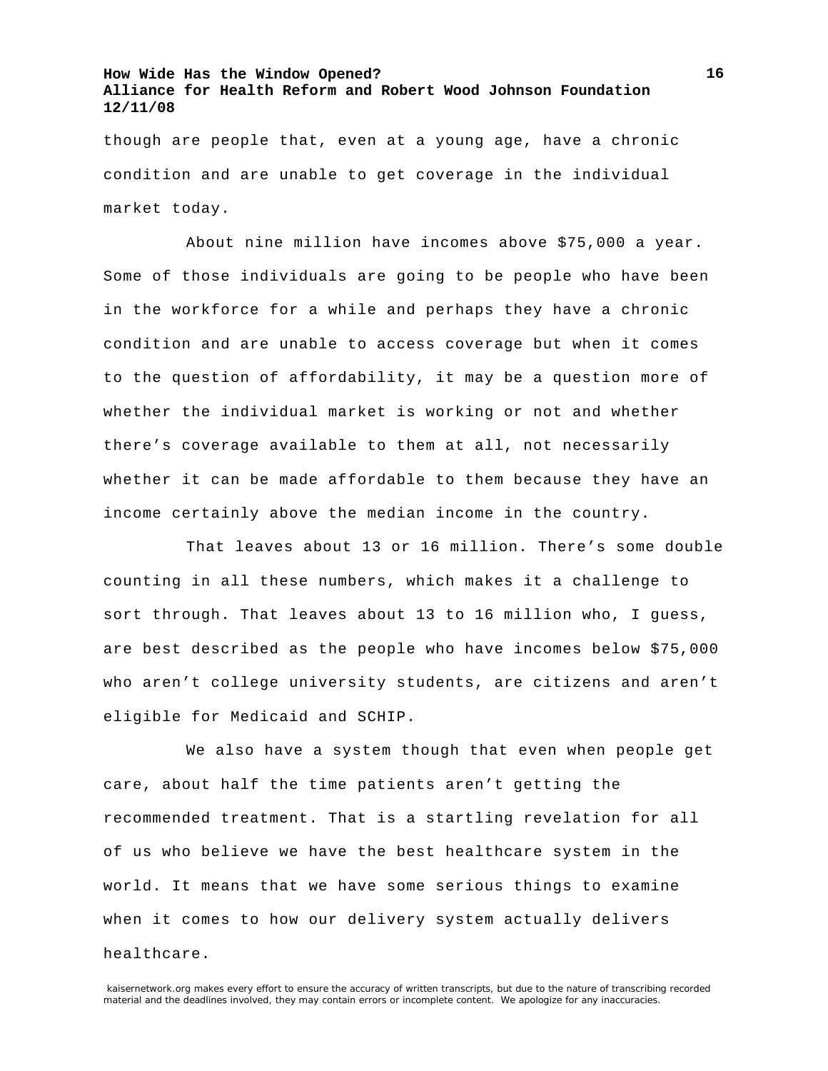though are people that, even at a young age, have a chronic condition and are unable to get coverage in the individual market today.

About nine million have incomes above $75,000 a year. Some of those individuals are going to be people who have been in the workforce for a while and perhaps they have a chronic condition and are unable to access coverage but when it comes to the question of affordability, it may be a question more of whether the individual market is working or not and whether there's coverage available to them at all, not necessarily whether it can be made affordable to them because they have an income certainly above the median income in the country.

That leaves about 13 or 16 million. There's some double counting in all these numbers, which makes it a challenge to sort through. That leaves about 13 to 16 million who, I guess, are best described as the people who have incomes below $75,000 who aren't college university students, are citizens and aren't eligible for Medicaid and SCHIP.

We also have a system though that even when people get care, about half the time patients aren't getting the recommended treatment. That is a startling revelation for all of us who believe we have the best healthcare system in the world. It means that we have some serious things to examine when it comes to how our delivery system actually delivers healthcare.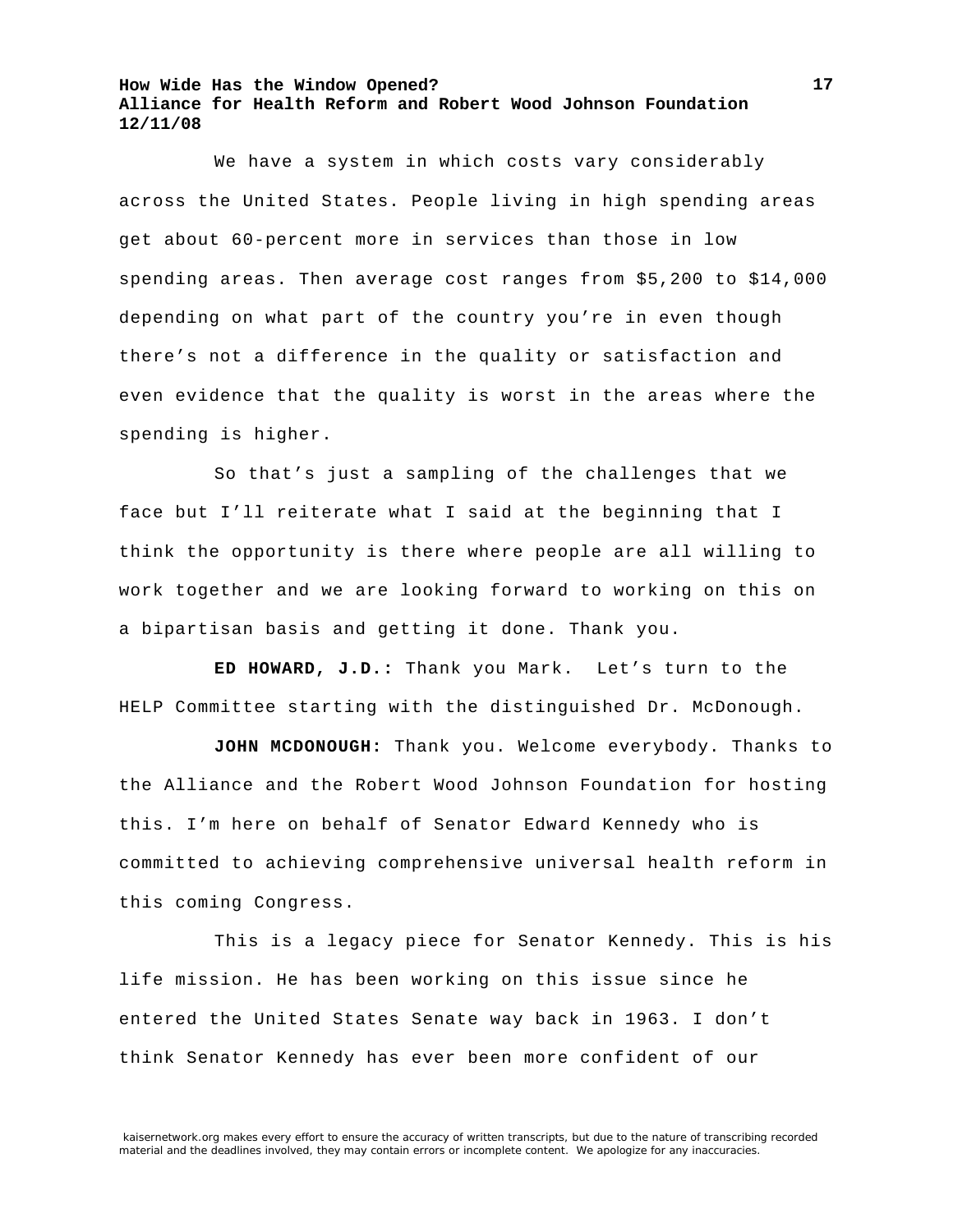We have a system in which costs vary considerably across the United States. People living in high spending areas get about 60-percent more in services than those in low spending areas. Then average cost ranges from $5,200 to $14,000 depending on what part of the country you're in even though there's not a difference in the quality or satisfaction and even evidence that the quality is worst in the areas where the spending is higher.

So that's just a sampling of the challenges that we face but I'll reiterate what I said at the beginning that I think the opportunity is there where people are all willing to work together and we are looking forward to working on this on a bipartisan basis and getting it done. Thank you.

**ED HOWARD, J.D.:** Thank you Mark. Let's turn to the HELP Committee starting with the distinguished Dr. McDonough.

**JOHN MCDONOUGH:** Thank you. Welcome everybody. Thanks to the Alliance and the Robert Wood Johnson Foundation for hosting this. I'm here on behalf of Senator Edward Kennedy who is committed to achieving comprehensive universal health reform in this coming Congress.

This is a legacy piece for Senator Kennedy. This is his life mission. He has been working on this issue since he entered the United States Senate way back in 1963. I don't think Senator Kennedy has ever been more confident of our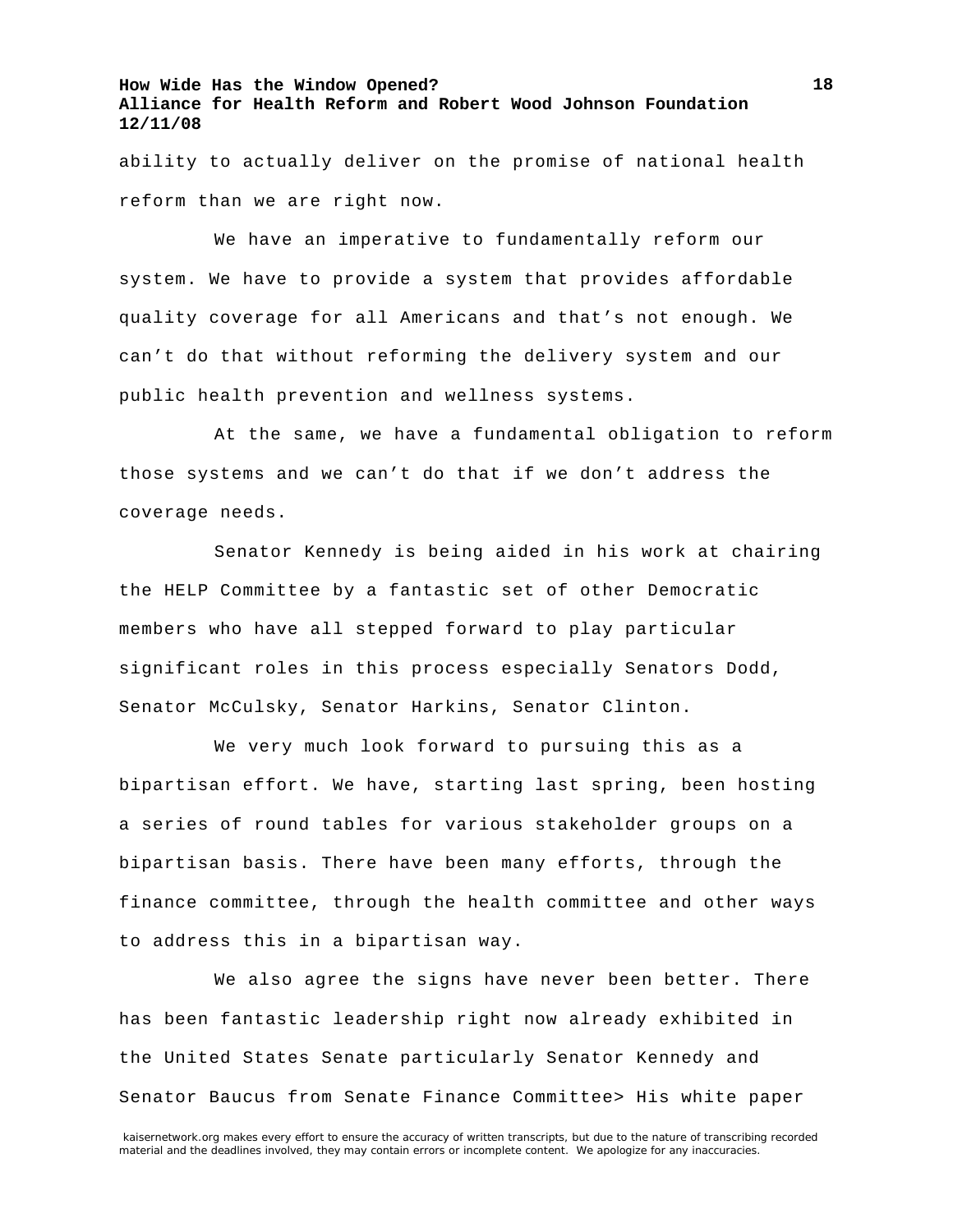ability to actually deliver on the promise of national health reform than we are right now.

We have an imperative to fundamentally reform our system. We have to provide a system that provides affordable quality coverage for all Americans and that's not enough. We can't do that without reforming the delivery system and our public health prevention and wellness systems.

At the same, we have a fundamental obligation to reform those systems and we can't do that if we don't address the coverage needs.

Senator Kennedy is being aided in his work at chairing the HELP Committee by a fantastic set of other Democratic members who have all stepped forward to play particular significant roles in this process especially Senators Dodd, Senator McCulsky, Senator Harkins, Senator Clinton.

We very much look forward to pursuing this as a bipartisan effort. We have, starting last spring, been hosting a series of round tables for various stakeholder groups on a bipartisan basis. There have been many efforts, through the finance committee, through the health committee and other ways to address this in a bipartisan way.

We also agree the signs have never been better. There has been fantastic leadership right now already exhibited in the United States Senate particularly Senator Kennedy and Senator Baucus from Senate Finance Committee> His white paper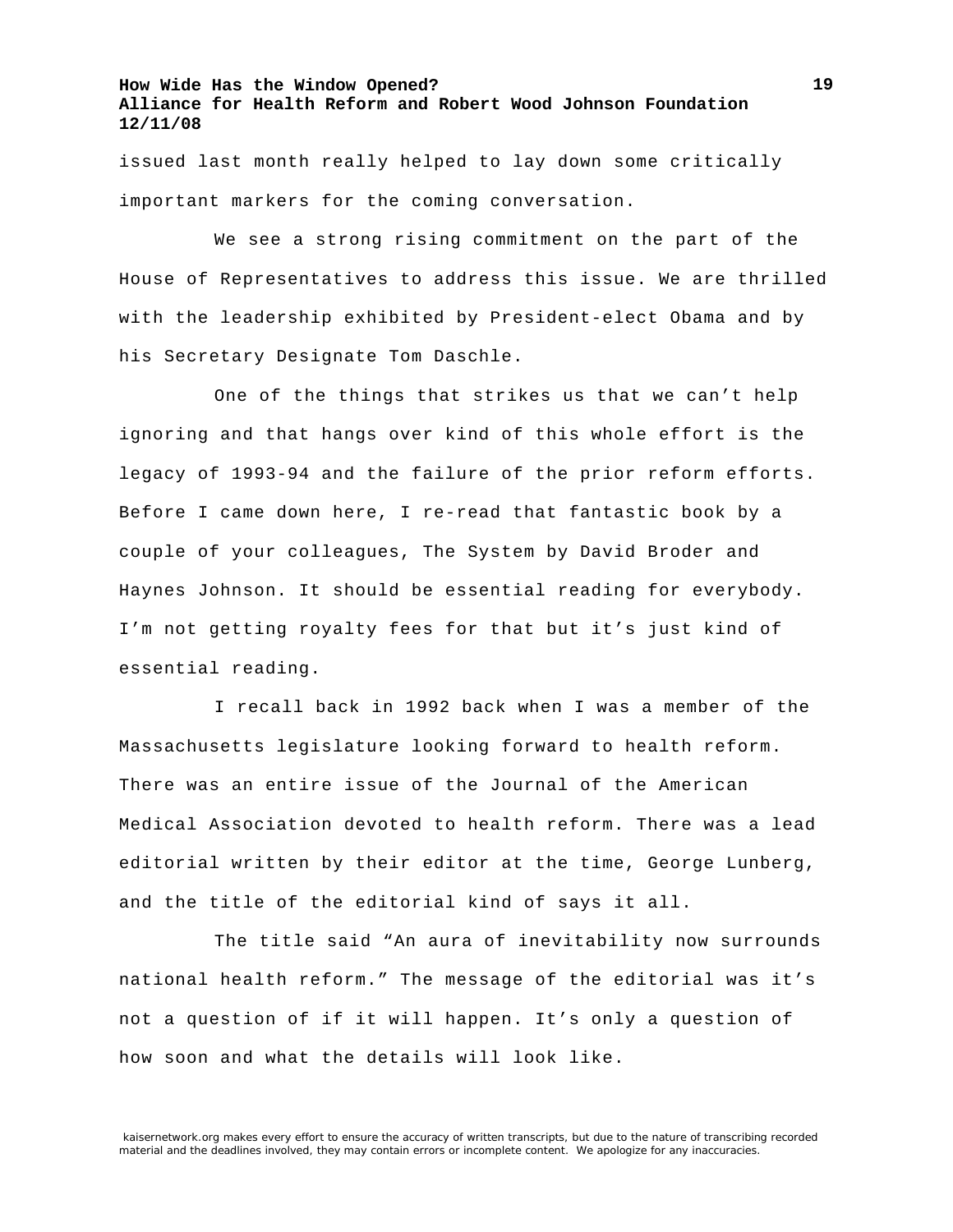issued last month really helped to lay down some critically important markers for the coming conversation.

We see a strong rising commitment on the part of the House of Representatives to address this issue. We are thrilled with the leadership exhibited by President-elect Obama and by his Secretary Designate Tom Daschle.

One of the things that strikes us that we can't help ignoring and that hangs over kind of this whole effort is the legacy of 1993-94 and the failure of the prior reform efforts. Before I came down here, I re-read that fantastic book by a couple of your colleagues, The System by David Broder and Haynes Johnson. It should be essential reading for everybody. I'm not getting royalty fees for that but it's just kind of essential reading.

I recall back in 1992 back when I was a member of the Massachusetts legislature looking forward to health reform. There was an entire issue of the Journal of the American Medical Association devoted to health reform. There was a lead editorial written by their editor at the time, George Lunberg, and the title of the editorial kind of says it all.

The title said "An aura of inevitability now surrounds national health reform." The message of the editorial was it's not a question of if it will happen. It's only a question of how soon and what the details will look like.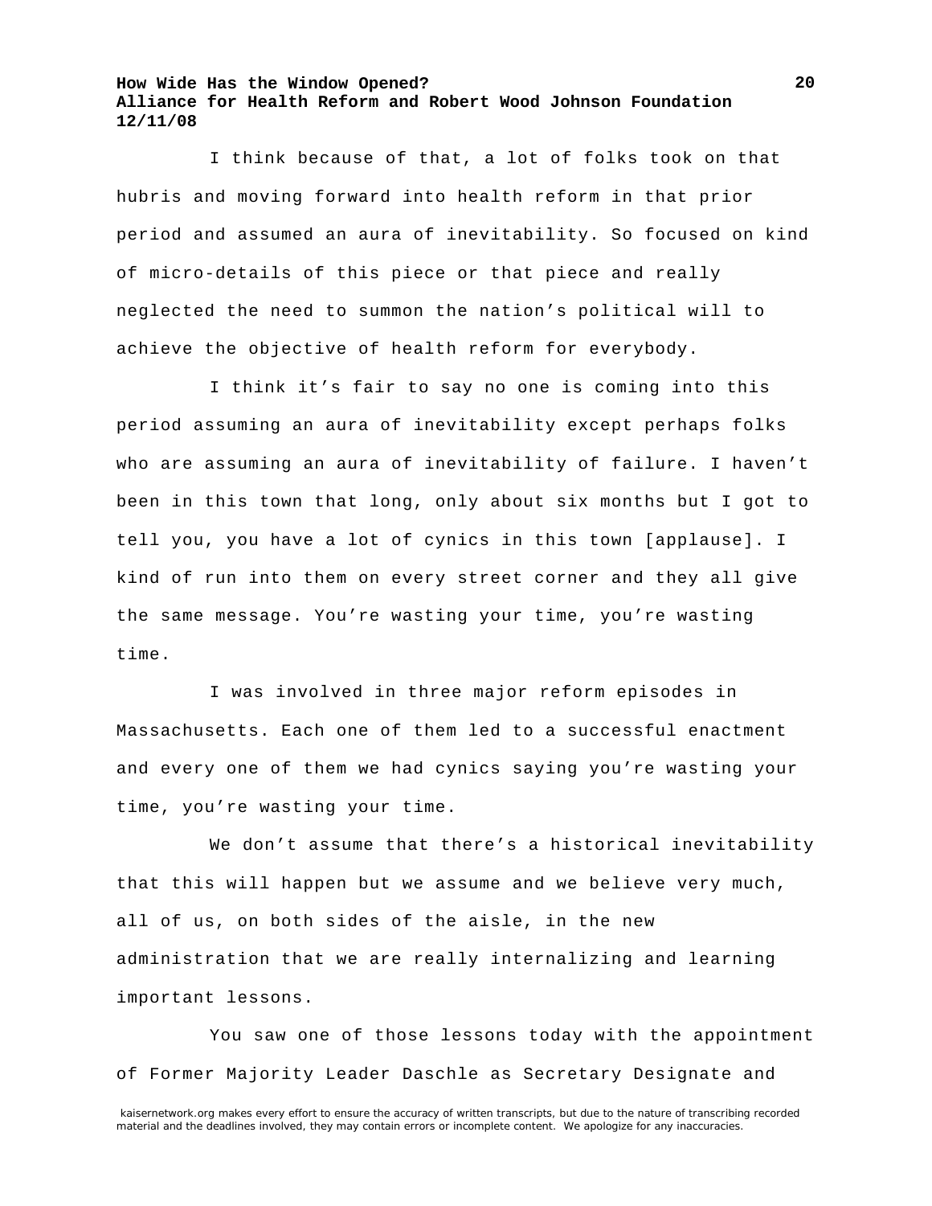I think because of that, a lot of folks took on that hubris and moving forward into health reform in that prior period and assumed an aura of inevitability. So focused on kind of micro-details of this piece or that piece and really neglected the need to summon the nation's political will to achieve the objective of health reform for everybody.

I think it's fair to say no one is coming into this period assuming an aura of inevitability except perhaps folks who are assuming an aura of inevitability of failure. I haven't been in this town that long, only about six months but I got to tell you, you have a lot of cynics in this town [applause]. I kind of run into them on every street corner and they all give the same message. You're wasting your time, you're wasting time.

I was involved in three major reform episodes in Massachusetts. Each one of them led to a successful enactment and every one of them we had cynics saying you're wasting your time, you're wasting your time.

We don't assume that there's a historical inevitability that this will happen but we assume and we believe very much, all of us, on both sides of the aisle, in the new administration that we are really internalizing and learning important lessons.

You saw one of those lessons today with the appointment of Former Majority Leader Daschle as Secretary Designate and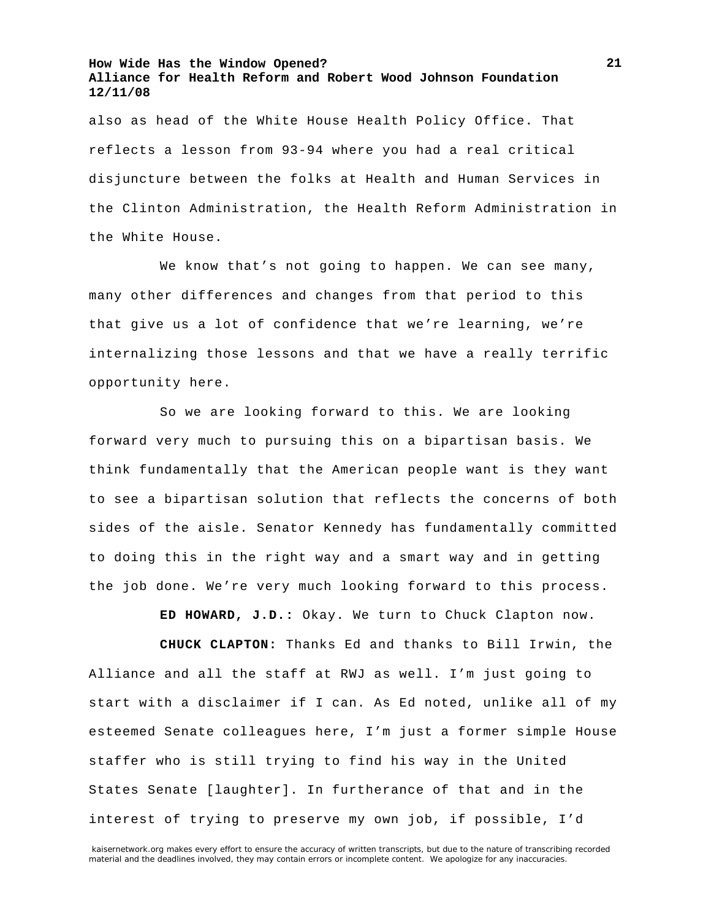also as head of the White House Health Policy Office. That reflects a lesson from 93-94 where you had a real critical disjuncture between the folks at Health and Human Services in the Clinton Administration, the Health Reform Administration in the White House.

We know that's not going to happen. We can see many, many other differences and changes from that period to this that give us a lot of confidence that we're learning, we're internalizing those lessons and that we have a really terrific opportunity here.

So we are looking forward to this. We are looking forward very much to pursuing this on a bipartisan basis. We think fundamentally that the American people want is they want to see a bipartisan solution that reflects the concerns of both sides of the aisle. Senator Kennedy has fundamentally committed to doing this in the right way and a smart way and in getting the job done. We're very much looking forward to this process.

**ED HOWARD, J.D.:** Okay. We turn to Chuck Clapton now.

**CHUCK CLAPTON:** Thanks Ed and thanks to Bill Irwin, the Alliance and all the staff at RWJ as well. I'm just going to start with a disclaimer if I can. As Ed noted, unlike all of my esteemed Senate colleagues here, I'm just a former simple House staffer who is still trying to find his way in the United States Senate [laughter]. In furtherance of that and in the interest of trying to preserve my own job, if possible, I'd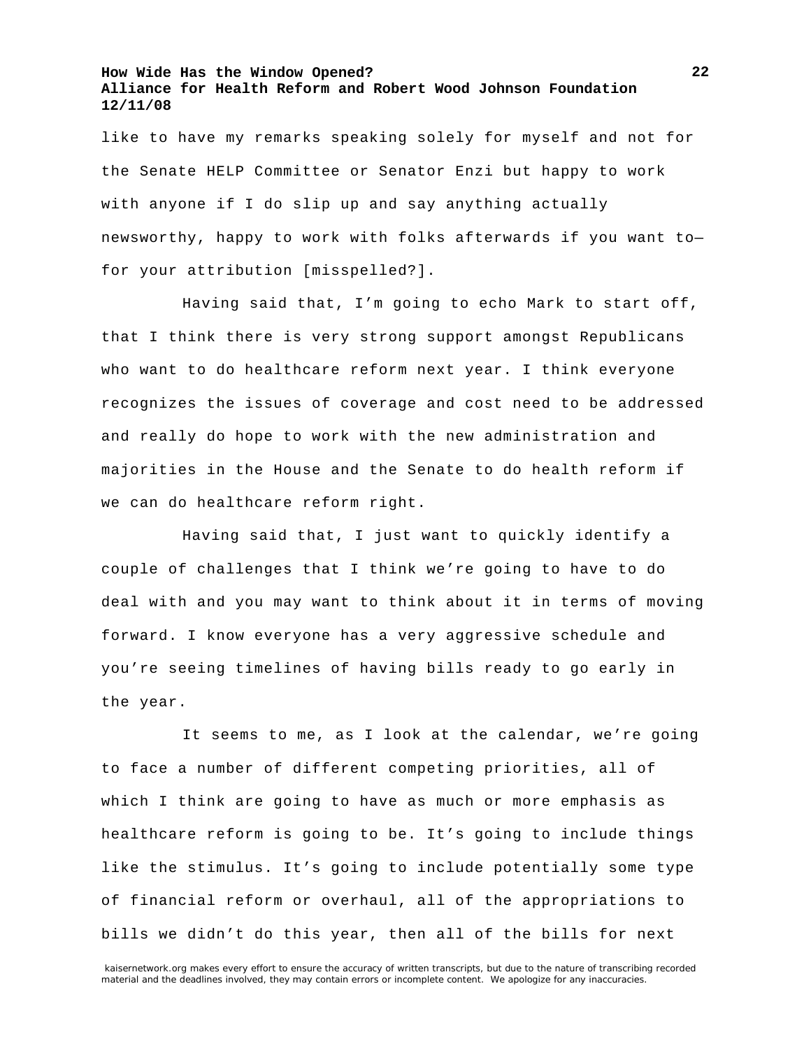like to have my remarks speaking solely for myself and not for the Senate HELP Committee or Senator Enzi but happy to work with anyone if I do slip up and say anything actually newsworthy, happy to work with folks afterwards if you want to—for your attribution [misspelled?].

Having said that, I'm going to echo Mark to start off, that I think there is very strong support amongst Republicans who want to do healthcare reform next year. I think everyone recognizes the issues of coverage and cost need to be addressed and really do hope to work with the new administration and majorities in the House and the Senate to do health reform if we can do healthcare reform right.

Having said that, I just want to quickly identify a couple of challenges that I think we're going to have to do deal with and you may want to think about it in terms of moving forward. I know everyone has a very aggressive schedule and you're seeing timelines of having bills ready to go early in the year.

It seems to me, as I look at the calendar, we're going to face a number of different competing priorities, all of which I think are going to have as much or more emphasis as healthcare reform is going to be. It's going to include things like the stimulus. It's going to include potentially some type of financial reform or overhaul, all of the appropriations to bills we didn't do this year, then all of the bills for next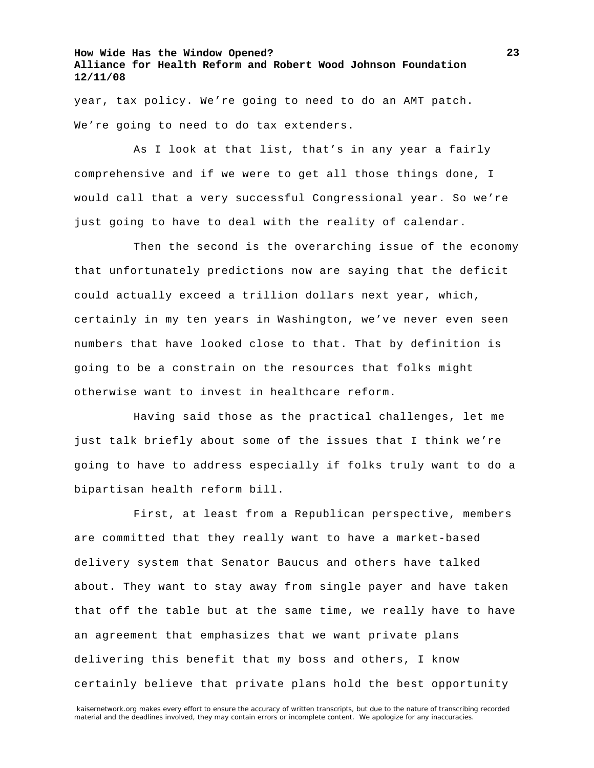year, tax policy. We're going to need to do an AMT patch. We're going to need to do tax extenders.

As I look at that list, that's in any year a fairly comprehensive and if we were to get all those things done, I would call that a very successful Congressional year. So we're just going to have to deal with the reality of calendar.

Then the second is the overarching issue of the economy that unfortunately predictions now are saying that the deficit could actually exceed a trillion dollars next year, which, certainly in my ten years in Washington, we've never even seen numbers that have looked close to that. That by definition is going to be a constrain on the resources that folks might otherwise want to invest in healthcare reform.

Having said those as the practical challenges, let me just talk briefly about some of the issues that I think we're going to have to address especially if folks truly want to do a bipartisan health reform bill.

First, at least from a Republican perspective, members are committed that they really want to have a market-based delivery system that Senator Baucus and others have talked about. They want to stay away from single payer and have taken that off the table but at the same time, we really have to have an agreement that emphasizes that we want private plans delivering this benefit that my boss and others, I know certainly believe that private plans hold the best opportunity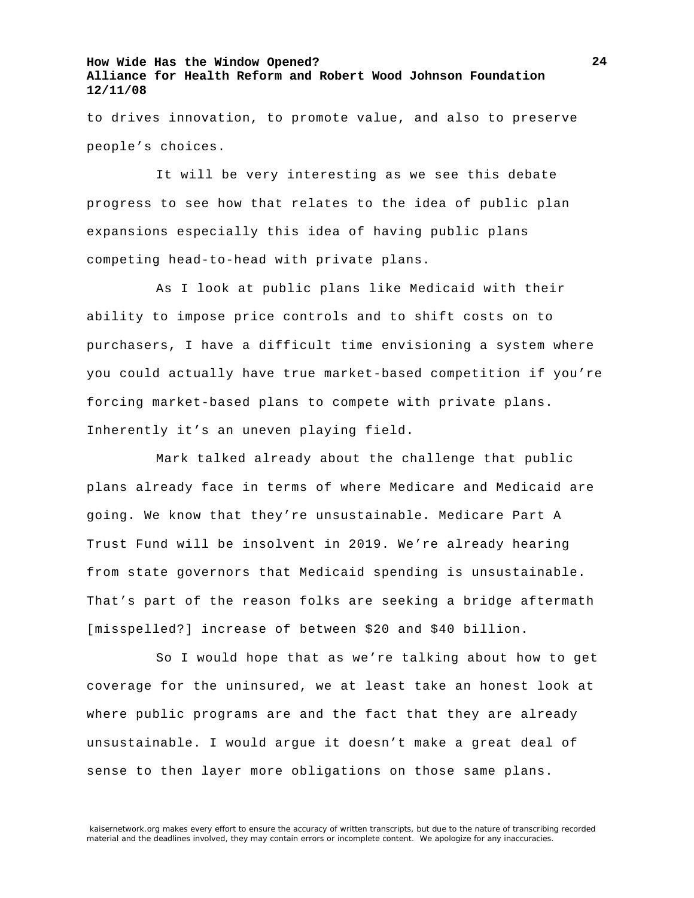to drives innovation, to promote value, and also to preserve people's choices.

It will be very interesting as we see this debate progress to see how that relates to the idea of public plan expansions especially this idea of having public plans competing head-to-head with private plans.

As I look at public plans like Medicaid with their ability to impose price controls and to shift costs on to purchasers, I have a difficult time envisioning a system where you could actually have true market-based competition if you're forcing market-based plans to compete with private plans. Inherently it's an uneven playing field.

Mark talked already about the challenge that public plans already face in terms of where Medicare and Medicaid are going. We know that they're unsustainable. Medicare Part A Trust Fund will be insolvent in 2019. We're already hearing from state governors that Medicaid spending is unsustainable. That's part of the reason folks are seeking a bridge aftermath [misspelled?] increase of between $20 and $40 billion.

So I would hope that as we're talking about how to get coverage for the uninsured, we at least take an honest look at where public programs are and the fact that they are already unsustainable. I would argue it doesn't make a great deal of sense to then layer more obligations on those same plans.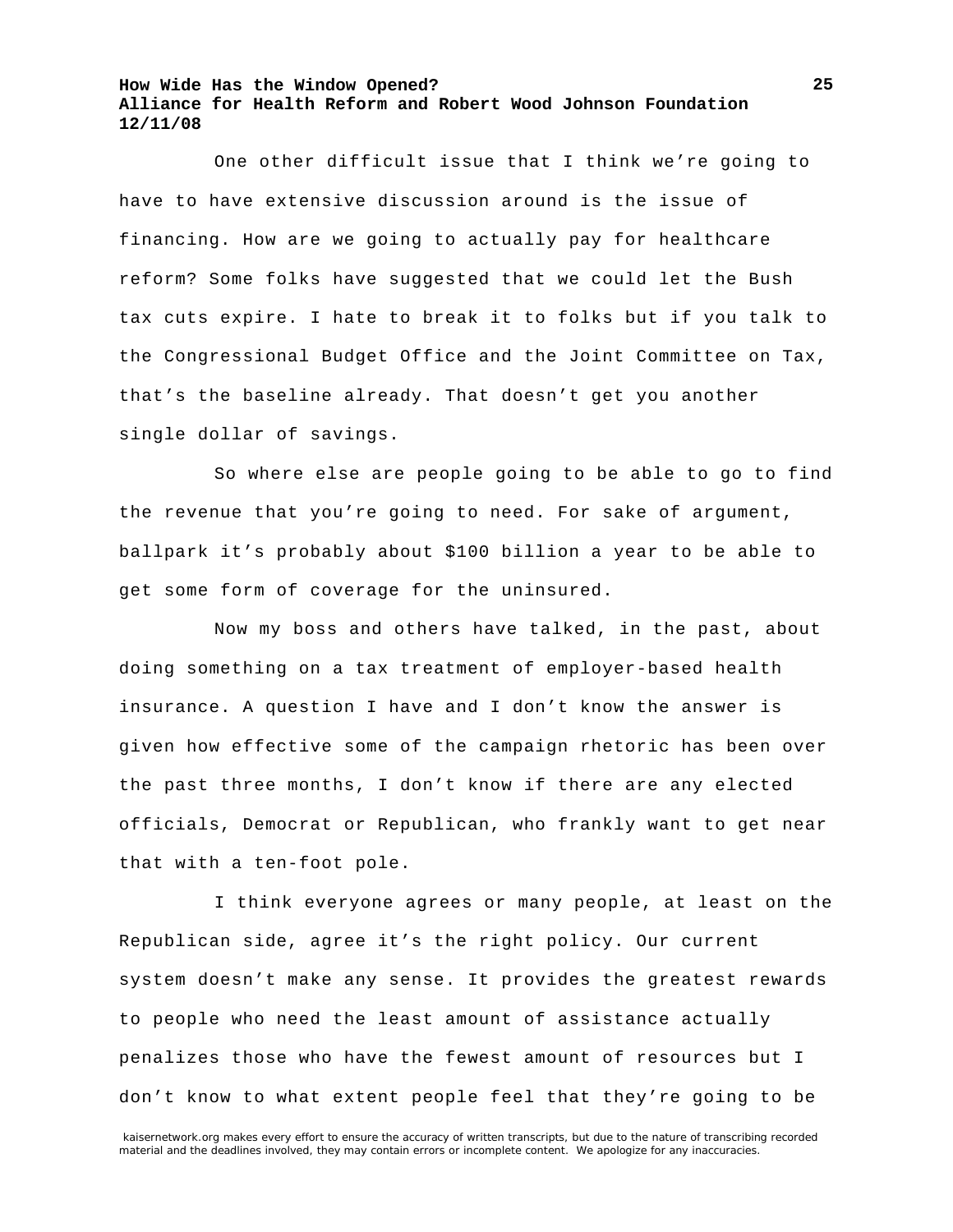One other difficult issue that I think we're going to have to have extensive discussion around is the issue of financing. How are we going to actually pay for healthcare reform? Some folks have suggested that we could let the Bush tax cuts expire. I hate to break it to folks but if you talk to the Congressional Budget Office and the Joint Committee on Tax, that's the baseline already. That doesn't get you another single dollar of savings.

So where else are people going to be able to go to find the revenue that you're going to need. For sake of argument, ballpark it's probably about $100 billion a year to be able to get some form of coverage for the uninsured.

Now my boss and others have talked, in the past, about doing something on a tax treatment of employer-based health insurance. A question I have and I don't know the answer is given how effective some of the campaign rhetoric has been over the past three months, I don't know if there are any elected officials, Democrat or Republican, who frankly want to get near that with a ten-foot pole.

I think everyone agrees or many people, at least on the Republican side, agree it's the right policy. Our current system doesn't make any sense. It provides the greatest rewards to people who need the least amount of assistance actually penalizes those who have the fewest amount of resources but I don't know to what extent people feel that they're going to be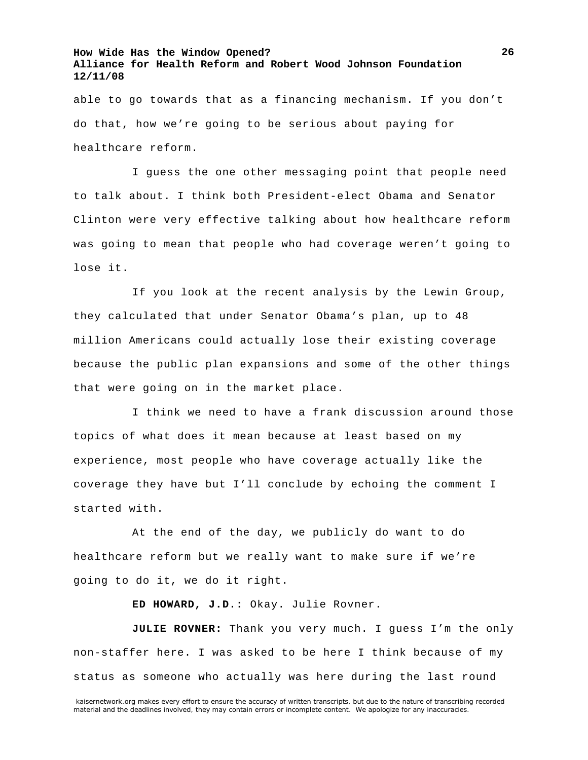able to go towards that as a financing mechanism. If you don't do that, how we're going to be serious about paying for healthcare reform.

I guess the one other messaging point that people need to talk about. I think both President-elect Obama and Senator Clinton were very effective talking about how healthcare reform was going to mean that people who had coverage weren't going to lose it.

If you look at the recent analysis by the Lewin Group, they calculated that under Senator Obama's plan, up to 48 million Americans could actually lose their existing coverage because the public plan expansions and some of the other things that were going on in the market place.

I think we need to have a frank discussion around those topics of what does it mean because at least based on my experience, most people who have coverage actually like the coverage they have but I'll conclude by echoing the comment I started with.

At the end of the day, we publicly do want to do healthcare reform but we really want to make sure if we're going to do it, we do it right.

**ED HOWARD, J.D.:** Okay. Julie Rovner.

**JULIE ROVNER:** Thank you very much. I guess I'm the only non-staffer here. I was asked to be here I think because of my status as someone who actually was here during the last round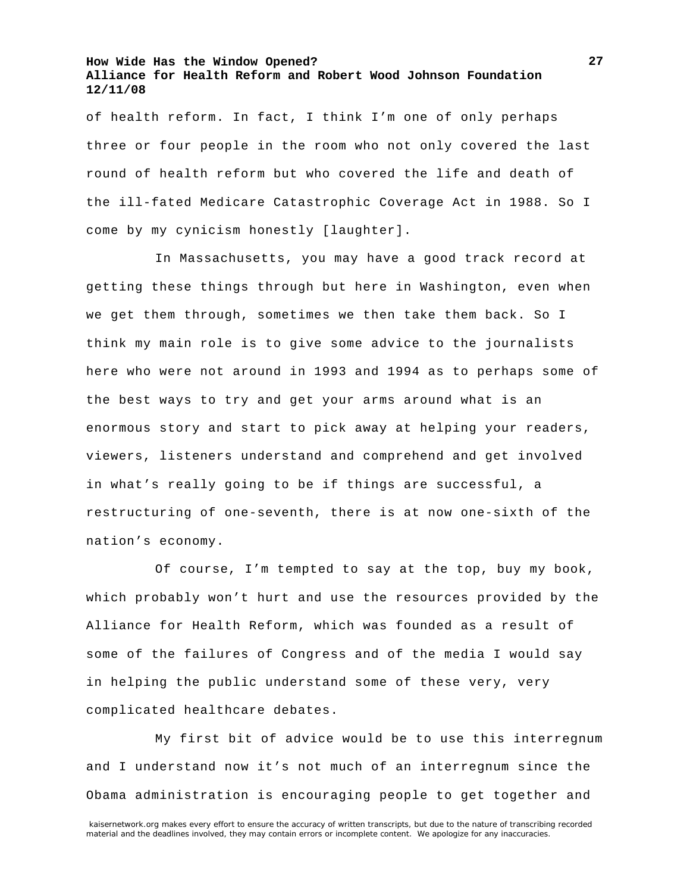of health reform. In fact, I think I'm one of only perhaps three or four people in the room who not only covered the last round of health reform but who covered the life and death of the ill-fated Medicare Catastrophic Coverage Act in 1988. So I come by my cynicism honestly [laughter].

In Massachusetts, you may have a good track record at getting these things through but here in Washington, even when we get them through, sometimes we then take them back. So I think my main role is to give some advice to the journalists here who were not around in 1993 and 1994 as to perhaps some of the best ways to try and get your arms around what is an enormous story and start to pick away at helping your readers, viewers, listeners understand and comprehend and get involved in what's really going to be if things are successful, a restructuring of one-seventh, there is at now one-sixth of the nation's economy.

Of course, I'm tempted to say at the top, buy my book, which probably won't hurt and use the resources provided by the Alliance for Health Reform, which was founded as a result of some of the failures of Congress and of the media I would say in helping the public understand some of these very, very complicated healthcare debates.

My first bit of advice would be to use this interregnum and I understand now it's not much of an interregnum since the Obama administration is encouraging people to get together and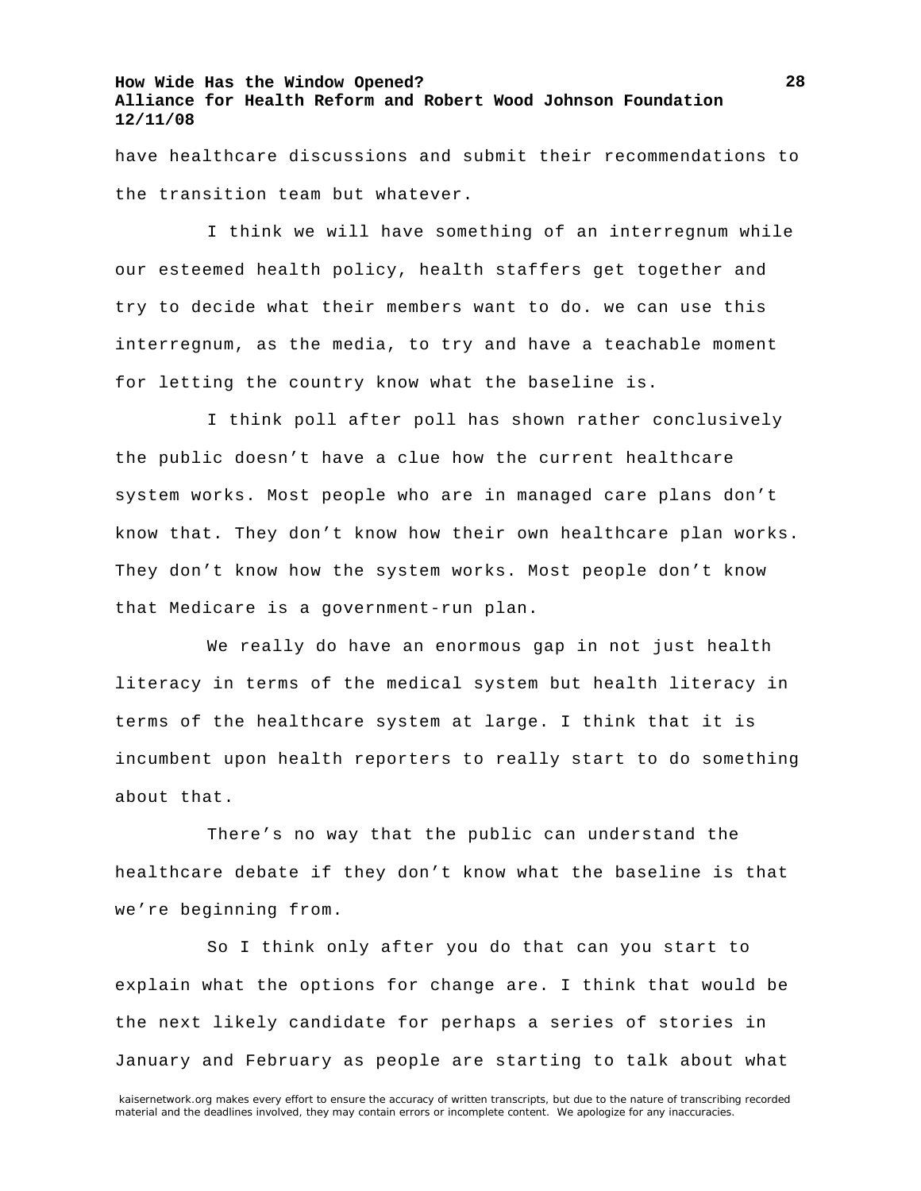have healthcare discussions and submit their recommendations to the transition team but whatever.

I think we will have something of an interregnum while our esteemed health policy, health staffers get together and try to decide what their members want to do. we can use this interregnum, as the media, to try and have a teachable moment for letting the country know what the baseline is.

I think poll after poll has shown rather conclusively the public doesn't have a clue how the current healthcare system works. Most people who are in managed care plans don't know that. They don't know how their own healthcare plan works. They don't know how the system works. Most people don't know that Medicare is a government-run plan.

We really do have an enormous gap in not just health literacy in terms of the medical system but health literacy in terms of the healthcare system at large. I think that it is incumbent upon health reporters to really start to do something about that.

There's no way that the public can understand the healthcare debate if they don't know what the baseline is that we're beginning from.

So I think only after you do that can you start to explain what the options for change are. I think that would be the next likely candidate for perhaps a series of stories in January and February as people are starting to talk about what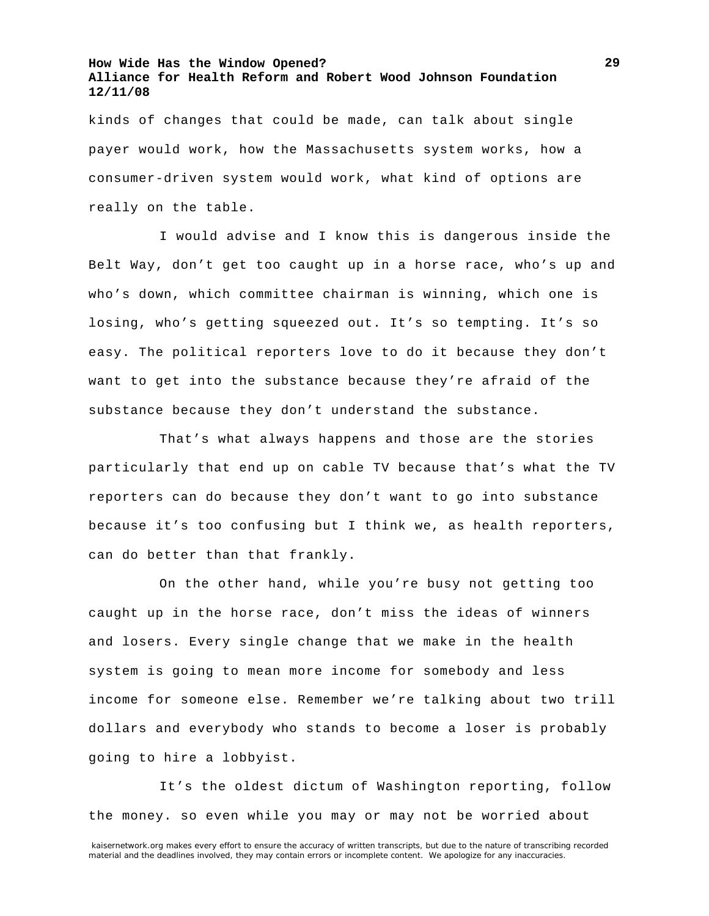kinds of changes that could be made, can talk about single payer would work, how the Massachusetts system works, how a consumer-driven system would work, what kind of options are really on the table.

I would advise and I know this is dangerous inside the Belt Way, don't get too caught up in a horse race, who's up and who's down, which committee chairman is winning, which one is losing, who's getting squeezed out. It's so tempting. It's so easy. The political reporters love to do it because they don't want to get into the substance because they're afraid of the substance because they don't understand the substance.

That's what always happens and those are the stories particularly that end up on cable TV because that's what the TV reporters can do because they don't want to go into substance because it's too confusing but I think we, as health reporters, can do better than that frankly.

On the other hand, while you're busy not getting too caught up in the horse race, don't miss the ideas of winners and losers. Every single change that we make in the health system is going to mean more income for somebody and less income for someone else. Remember we're talking about two trill dollars and everybody who stands to become a loser is probably going to hire a lobbyist.

It's the oldest dictum of Washington reporting, follow the money. so even while you may or may not be worried about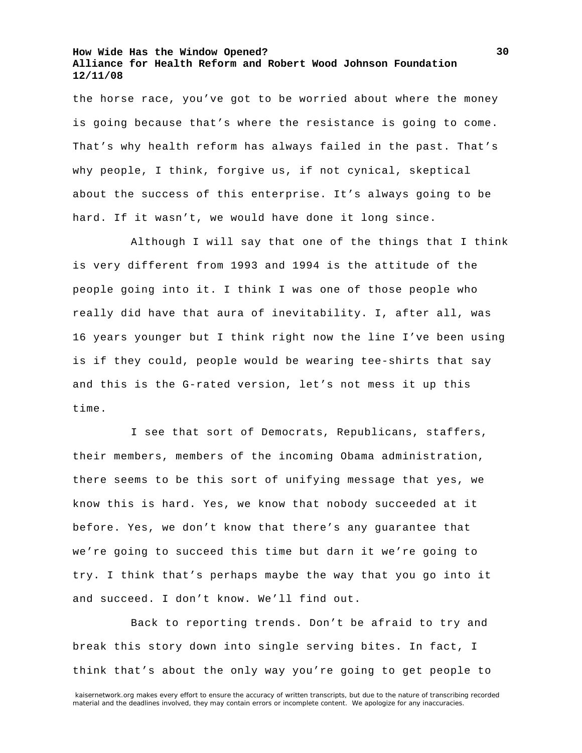the horse race, you've got to be worried about where the money is going because that's where the resistance is going to come. That's why health reform has always failed in the past. That's why people, I think, forgive us, if not cynical, skeptical about the success of this enterprise. It's always going to be hard. If it wasn't, we would have done it long since.

Although I will say that one of the things that I think is very different from 1993 and 1994 is the attitude of the people going into it. I think I was one of those people who really did have that aura of inevitability. I, after all, was 16 years younger but I think right now the line I've been using is if they could, people would be wearing tee-shirts that say and this is the G-rated version, let's not mess it up this time.

I see that sort of Democrats, Republicans, staffers, their members, members of the incoming Obama administration, there seems to be this sort of unifying message that yes, we know this is hard. Yes, we know that nobody succeeded at it before. Yes, we don't know that there's any guarantee that we're going to succeed this time but darn it we're going to try. I think that's perhaps maybe the way that you go into it and succeed. I don't know. We'll find out.

Back to reporting trends. Don't be afraid to try and break this story down into single serving bites. In fact, I think that's about the only way you're going to get people to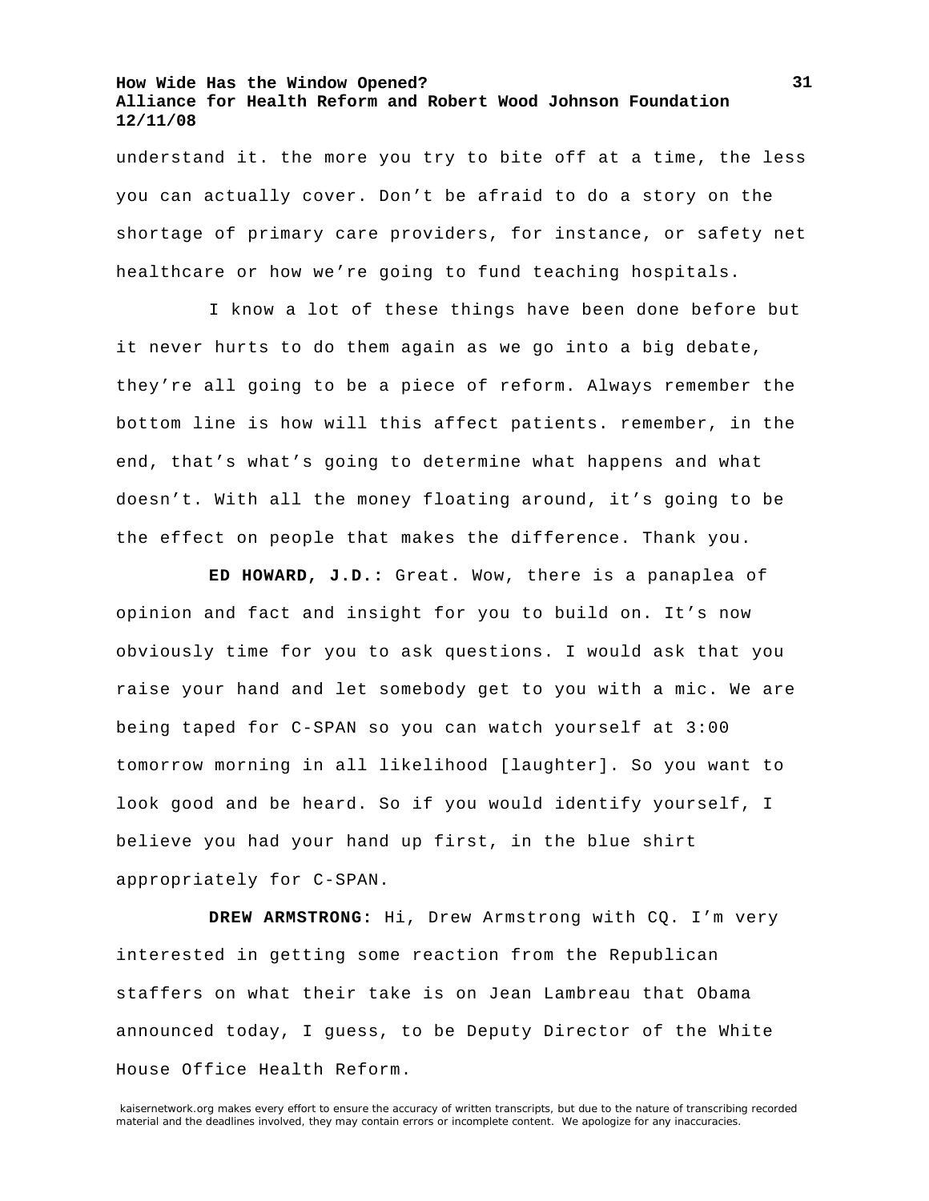understand it. the more you try to bite off at a time, the less you can actually cover. Don't be afraid to do a story on the shortage of primary care providers, for instance, or safety net healthcare or how we're going to fund teaching hospitals.

I know a lot of these things have been done before but it never hurts to do them again as we go into a big debate, they're all going to be a piece of reform. Always remember the bottom line is how will this affect patients. remember, in the end, that's what's going to determine what happens and what doesn't. With all the money floating around, it's going to be the effect on people that makes the difference. Thank you.

**ED HOWARD, J.D.:** Great. Wow, there is a panaplea of opinion and fact and insight for you to build on. It's now obviously time for you to ask questions. I would ask that you raise your hand and let somebody get to you with a mic. We are being taped for C-SPAN so you can watch yourself at 3:00 tomorrow morning in all likelihood [laughter]. So you want to look good and be heard. So if you would identify yourself, I believe you had your hand up first, in the blue shirt appropriately for C-SPAN.

**DREW ARMSTRONG:** Hi, Drew Armstrong with CQ. I'm very interested in getting some reaction from the Republican staffers on what their take is on Jean Lambreau that Obama announced today, I guess, to be Deputy Director of the White House Office Health Reform.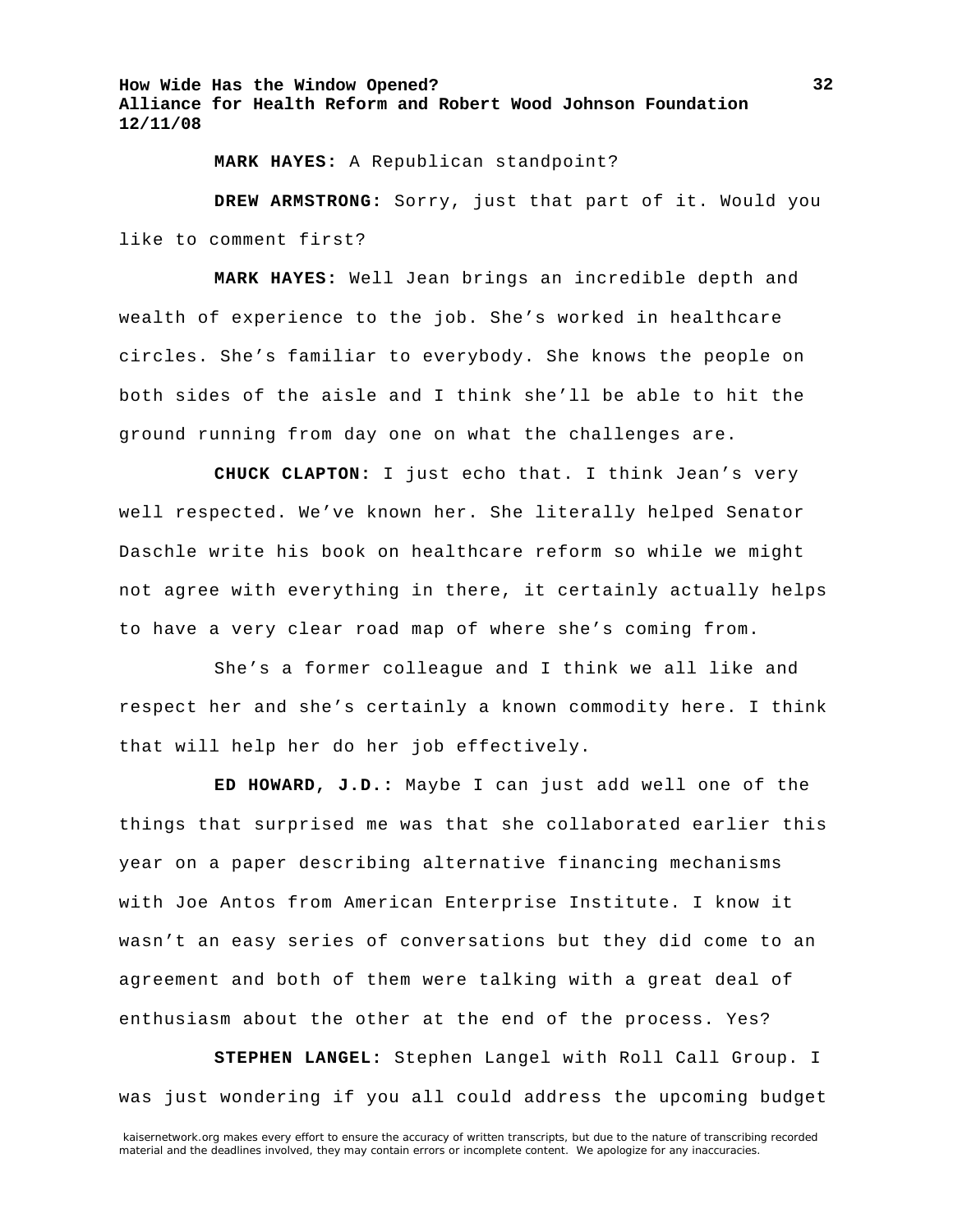**MARK HAYES:** A Republican standpoint?

**DREW ARMSTRONG:** Sorry, just that part of it. Would you like to comment first?

**MARK HAYES:** Well Jean brings an incredible depth and wealth of experience to the job. She's worked in healthcare circles. She's familiar to everybody. She knows the people on both sides of the aisle and I think she'll be able to hit the ground running from day one on what the challenges are.

**CHUCK CLAPTON:** I just echo that. I think Jean's very well respected. We've known her. She literally helped Senator Daschle write his book on healthcare reform so while we might not agree with everything in there, it certainly actually helps to have a very clear road map of where she's coming from.

She's a former colleague and I think we all like and respect her and she's certainly a known commodity here. I think that will help her do her job effectively.

**ED HOWARD, J.D.:** Maybe I can just add well one of the things that surprised me was that she collaborated earlier this year on a paper describing alternative financing mechanisms with Joe Antos from American Enterprise Institute. I know it wasn't an easy series of conversations but they did come to an agreement and both of them were talking with a great deal of enthusiasm about the other at the end of the process. Yes?

**STEPHEN LANGEL:** Stephen Langel with Roll Call Group. I was just wondering if you all could address the upcoming budget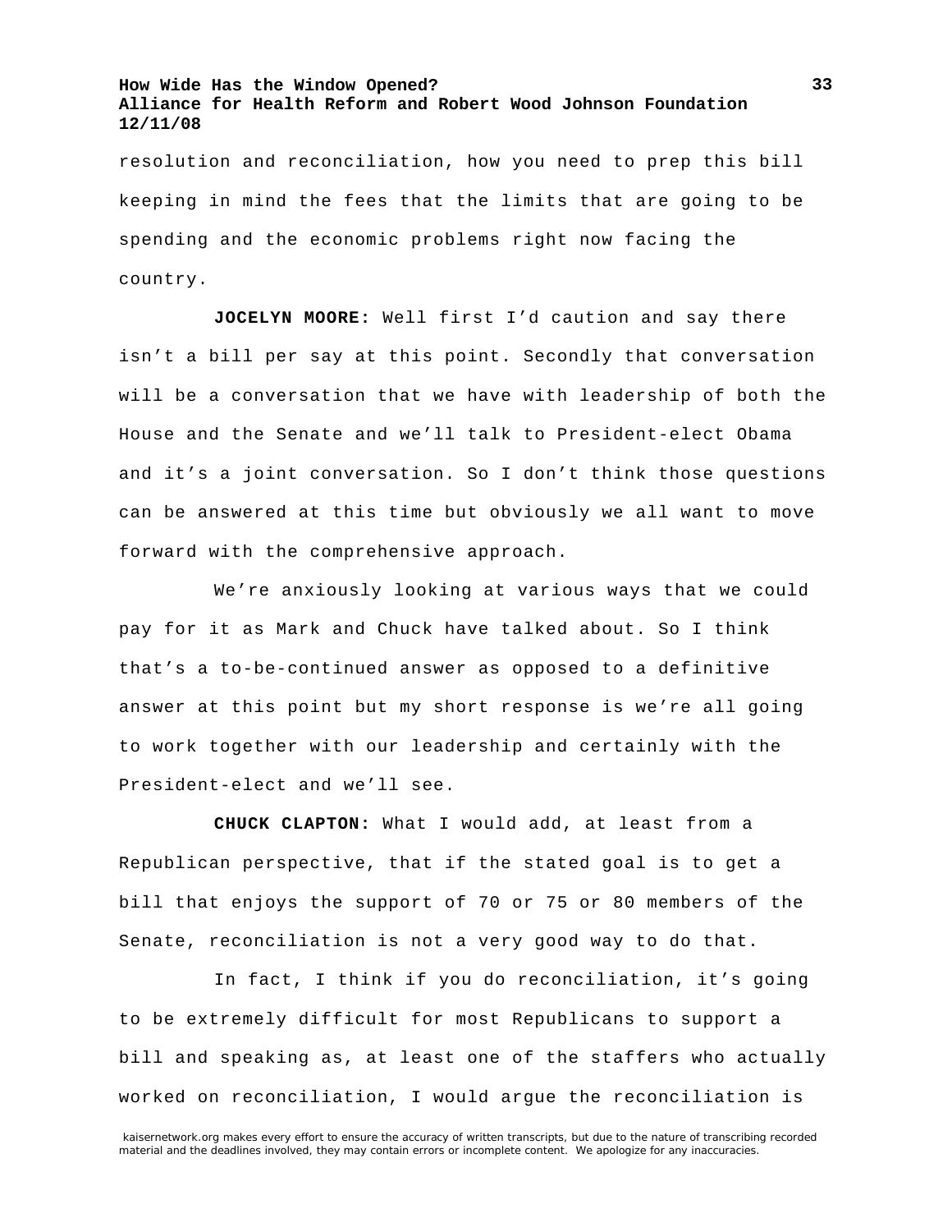resolution and reconciliation, how you need to prep this bill keeping in mind the fees that the limits that are going to be spending and the economic problems right now facing the country.

**JOCELYN MOORE:** Well first I'd caution and say there isn't a bill per say at this point. Secondly that conversation will be a conversation that we have with leadership of both the House and the Senate and we'll talk to President-elect Obama and it's a joint conversation. So I don't think those questions can be answered at this time but obviously we all want to move forward with the comprehensive approach.

We're anxiously looking at various ways that we could pay for it as Mark and Chuck have talked about. So I think that's a to-be-continued answer as opposed to a definitive answer at this point but my short response is we're all going to work together with our leadership and certainly with the President-elect and we'll see.

**CHUCK CLAPTON:** What I would add, at least from a Republican perspective, that if the stated goal is to get a bill that enjoys the support of 70 or 75 or 80 members of the Senate, reconciliation is not a very good way to do that.

In fact, I think if you do reconciliation, it's going to be extremely difficult for most Republicans to support a bill and speaking as, at least one of the staffers who actually worked on reconciliation, I would argue the reconciliation is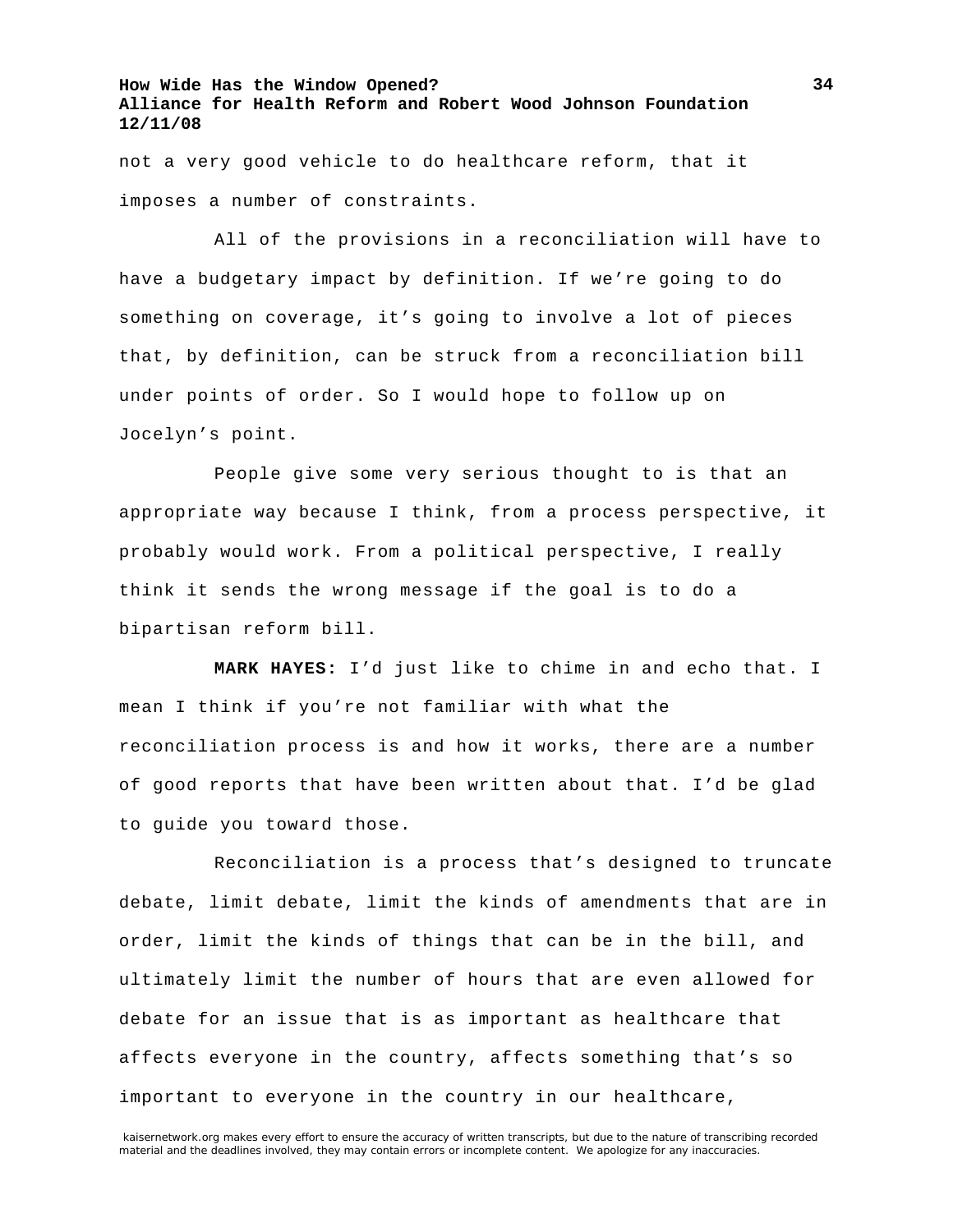not a very good vehicle to do healthcare reform, that it imposes a number of constraints.

All of the provisions in a reconciliation will have to have a budgetary impact by definition. If we're going to do something on coverage, it's going to involve a lot of pieces that, by definition, can be struck from a reconciliation bill under points of order. So I would hope to follow up on Jocelyn's point.

People give some very serious thought to is that an appropriate way because I think, from a process perspective, it probably would work. From a political perspective, I really think it sends the wrong message if the goal is to do a bipartisan reform bill.

**MARK HAYES:** I'd just like to chime in and echo that. I mean I think if you're not familiar with what the reconciliation process is and how it works, there are a number of good reports that have been written about that. I'd be glad to guide you toward those.

Reconciliation is a process that's designed to truncate debate, limit debate, limit the kinds of amendments that are in order, limit the kinds of things that can be in the bill, and ultimately limit the number of hours that are even allowed for debate for an issue that is as important as healthcare that affects everyone in the country, affects something that's so important to everyone in the country in our healthcare,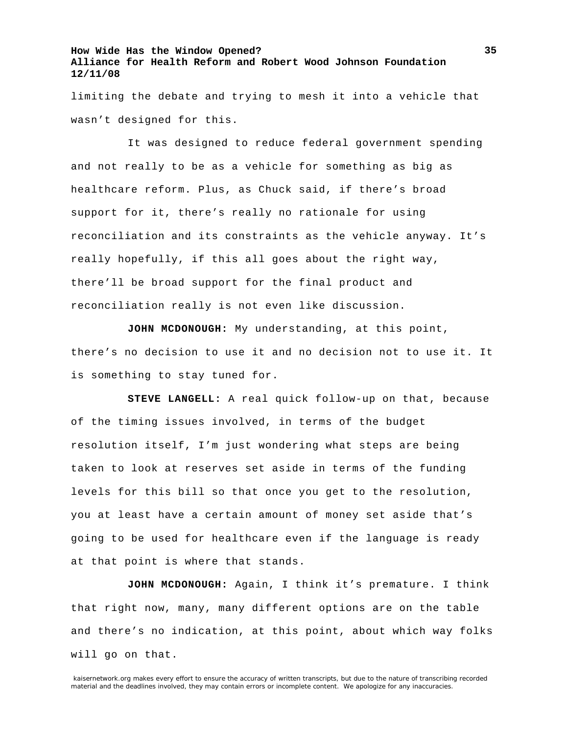limiting the debate and trying to mesh it into a vehicle that wasn't designed for this.

It was designed to reduce federal government spending and not really to be as a vehicle for something as big as healthcare reform. Plus, as Chuck said, if there's broad support for it, there's really no rationale for using reconciliation and its constraints as the vehicle anyway. It's really hopefully, if this all goes about the right way, there'll be broad support for the final product and reconciliation really is not even like discussion.

**JOHN MCDONOUGH:** My understanding, at this point, there's no decision to use it and no decision not to use it. It is something to stay tuned for.

**STEVE LANGELL:** A real quick follow-up on that, because of the timing issues involved, in terms of the budget resolution itself, I'm just wondering what steps are being taken to look at reserves set aside in terms of the funding levels for this bill so that once you get to the resolution, you at least have a certain amount of money set aside that's going to be used for healthcare even if the language is ready at that point is where that stands.

**JOHN MCDONOUGH:** Again, I think it's premature. I think that right now, many, many different options are on the table and there's no indication, at this point, about which way folks will go on that.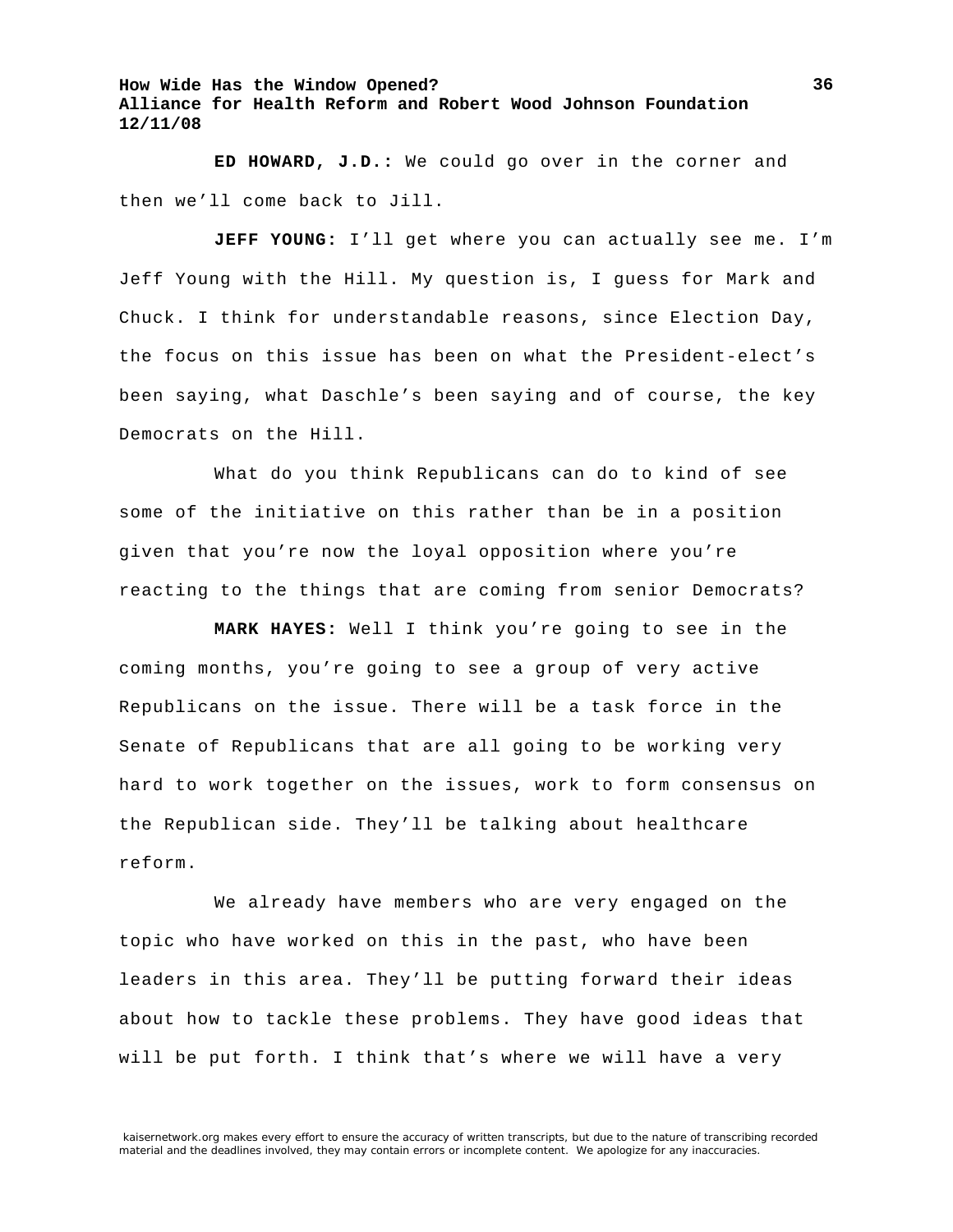**ED HOWARD, J.D.:** We could go over in the corner and then we'll come back to Jill.

**JEFF YOUNG:** I'll get where you can actually see me. I'm Jeff Young with the Hill. My question is, I guess for Mark and Chuck. I think for understandable reasons, since Election Day, the focus on this issue has been on what the President-elect's been saying, what Daschle's been saying and of course, the key Democrats on the Hill.

What do you think Republicans can do to kind of see some of the initiative on this rather than be in a position given that you're now the loyal opposition where you're reacting to the things that are coming from senior Democrats?

**MARK HAYES:** Well I think you're going to see in the coming months, you're going to see a group of very active Republicans on the issue. There will be a task force in the Senate of Republicans that are all going to be working very hard to work together on the issues, work to form consensus on the Republican side. They'll be talking about healthcare reform.

We already have members who are very engaged on the topic who have worked on this in the past, who have been leaders in this area. They'll be putting forward their ideas about how to tackle these problems. They have good ideas that will be put forth. I think that's where we will have a very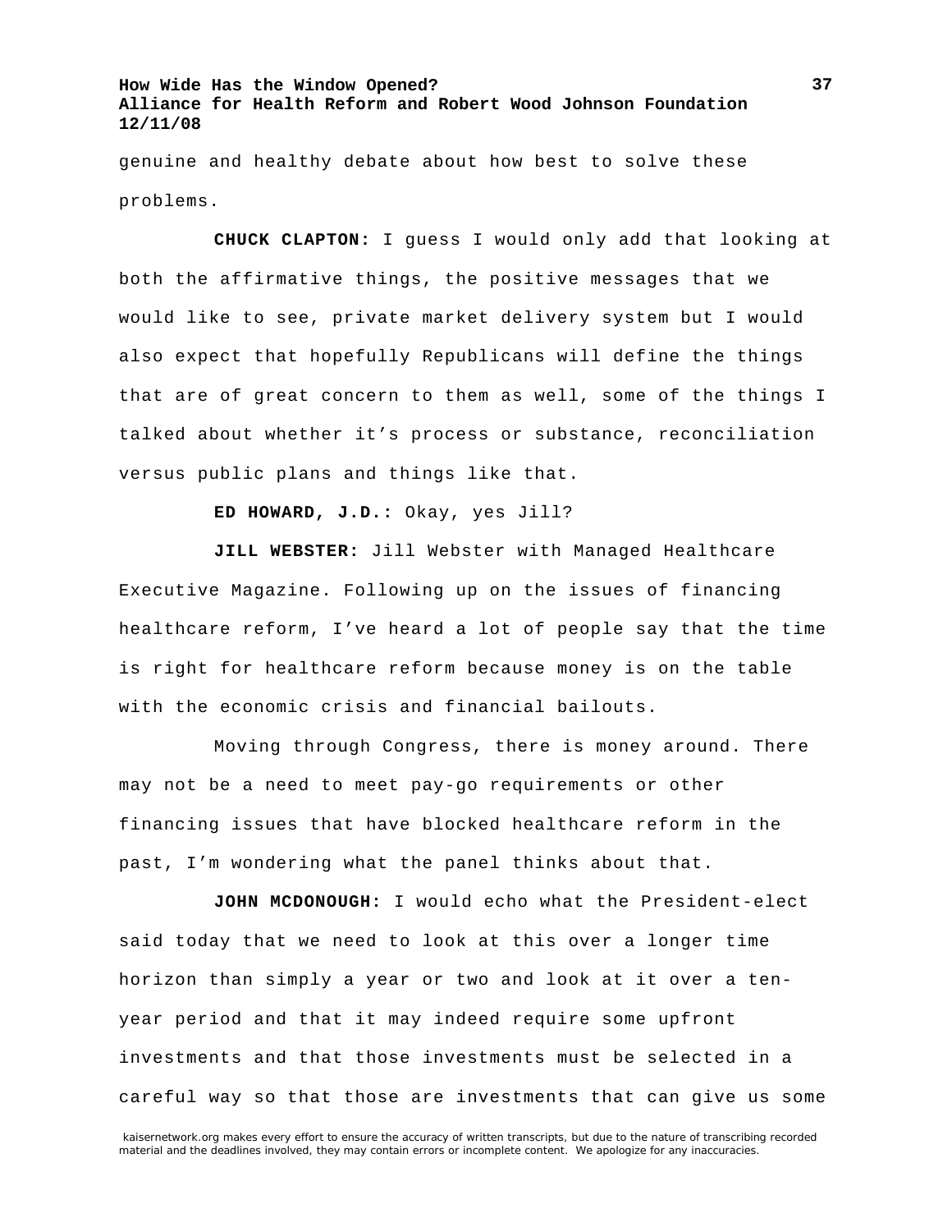genuine and healthy debate about how best to solve these problems.

**CHUCK CLAPTON:** I guess I would only add that looking at both the affirmative things, the positive messages that we would like to see, private market delivery system but I would also expect that hopefully Republicans will define the things that are of great concern to them as well, some of the things I talked about whether it's process or substance, reconciliation versus public plans and things like that.

**ED HOWARD, J.D.:** Okay, yes Jill?

**JILL WEBSTER:** Jill Webster with Managed Healthcare Executive Magazine. Following up on the issues of financing healthcare reform, I've heard a lot of people say that the time is right for healthcare reform because money is on the table with the economic crisis and financial bailouts.

Moving through Congress, there is money around. There may not be a need to meet pay-go requirements or other financing issues that have blocked healthcare reform in the past, I'm wondering what the panel thinks about that.

**JOHN MCDONOUGH:** I would echo what the President-elect said today that we need to look at this over a longer time horizon than simply a year or two and look at it over a ten-year period and that it may indeed require some upfront investments and that those investments must be selected in a careful way so that those are investments that can give us some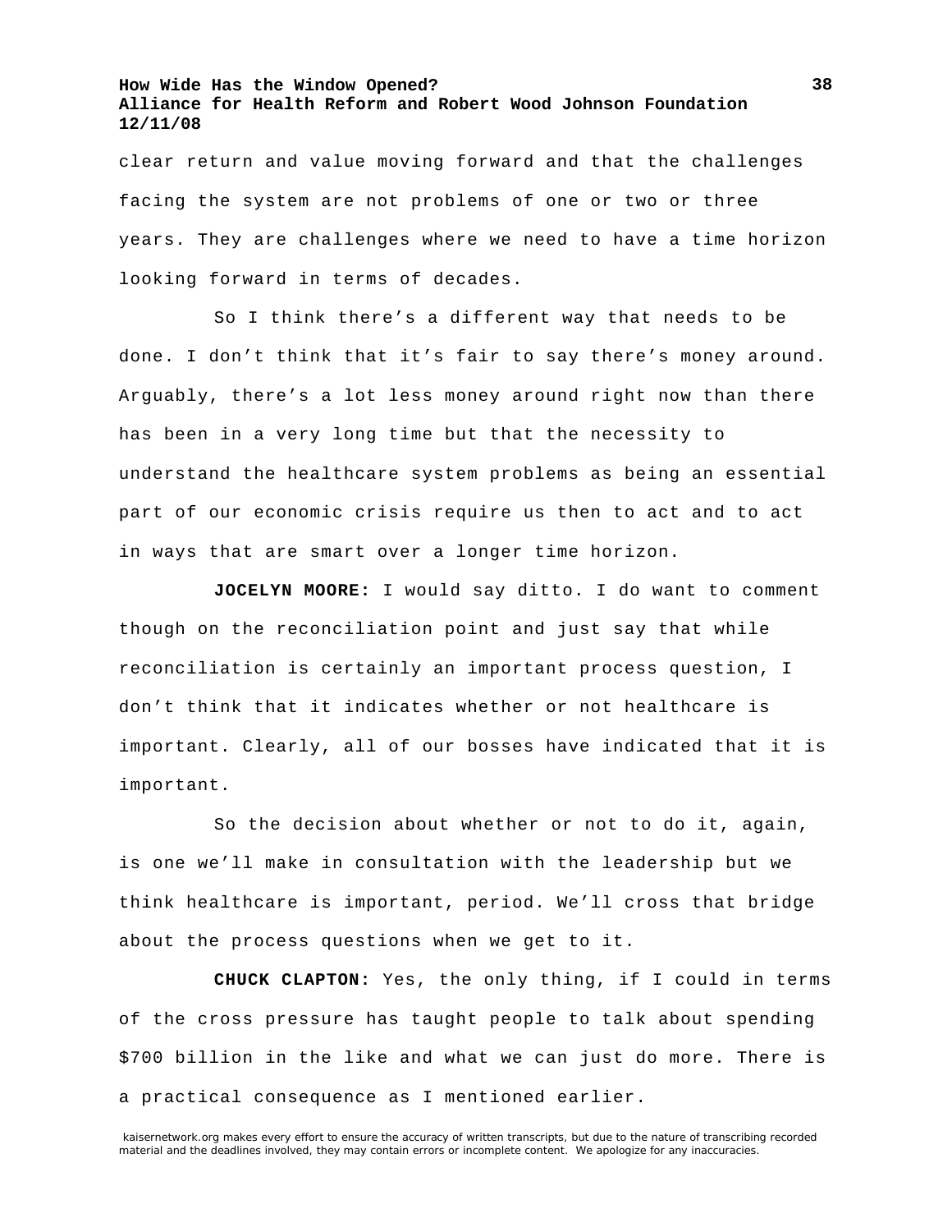clear return and value moving forward and that the challenges facing the system are not problems of one or two or three years. They are challenges where we need to have a time horizon looking forward in terms of decades.

So I think there's a different way that needs to be done. I don't think that it's fair to say there's money around. Arguably, there's a lot less money around right now than there has been in a very long time but that the necessity to understand the healthcare system problems as being an essential part of our economic crisis require us then to act and to act in ways that are smart over a longer time horizon.

**JOCELYN MOORE:** I would say ditto. I do want to comment though on the reconciliation point and just say that while reconciliation is certainly an important process question, I don't think that it indicates whether or not healthcare is important. Clearly, all of our bosses have indicated that it is important.

So the decision about whether or not to do it, again, is one we'll make in consultation with the leadership but we think healthcare is important, period. We'll cross that bridge about the process questions when we get to it.

**CHUCK CLAPTON:** Yes, the only thing, if I could in terms of the cross pressure has taught people to talk about spending $700 billion in the like and what we can just do more. There is a practical consequence as I mentioned earlier.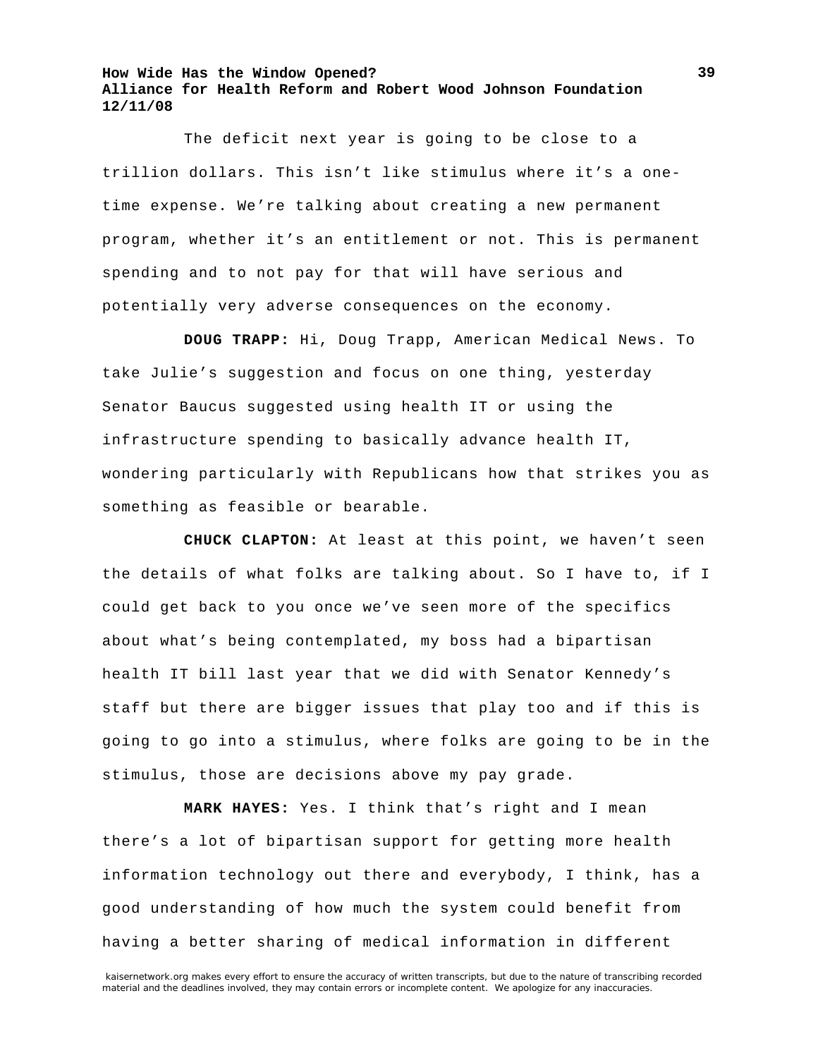The deficit next year is going to be close to a trillion dollars. This isn't like stimulus where it's a one-time expense. We're talking about creating a new permanent program, whether it's an entitlement or not. This is permanent spending and to not pay for that will have serious and potentially very adverse consequences on the economy.

**DOUG TRAPP:** Hi, Doug Trapp, American Medical News. To take Julie's suggestion and focus on one thing, yesterday Senator Baucus suggested using health IT or using the infrastructure spending to basically advance health IT, wondering particularly with Republicans how that strikes you as something as feasible or bearable.

**CHUCK CLAPTON:** At least at this point, we haven't seen the details of what folks are talking about. So I have to, if I could get back to you once we've seen more of the specifics about what's being contemplated, my boss had a bipartisan health IT bill last year that we did with Senator Kennedy's staff but there are bigger issues that play too and if this is going to go into a stimulus, where folks are going to be in the stimulus, those are decisions above my pay grade.

**MARK HAYES:** Yes. I think that's right and I mean there's a lot of bipartisan support for getting more health information technology out there and everybody, I think, has a good understanding of how much the system could benefit from having a better sharing of medical information in different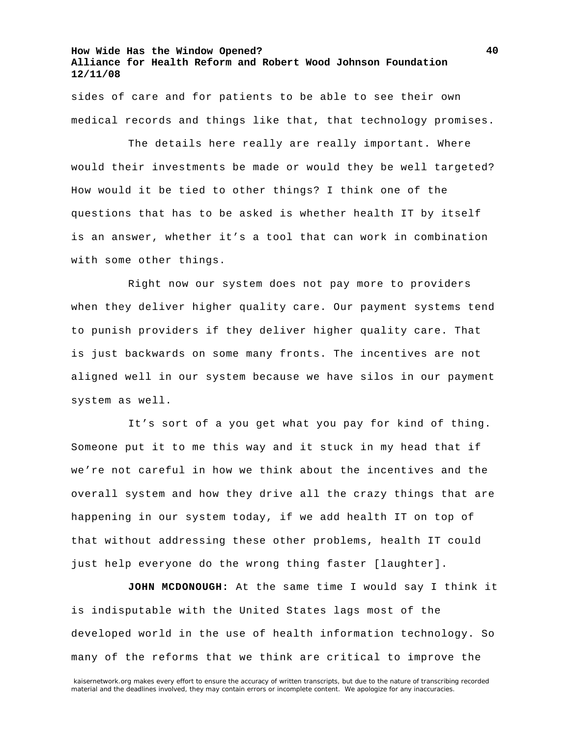sides of care and for patients to be able to see their own medical records and things like that, that technology promises.

The details here really are really important. Where would their investments be made or would they be well targeted? How would it be tied to other things? I think one of the questions that has to be asked is whether health IT by itself is an answer, whether it's a tool that can work in combination with some other things.

Right now our system does not pay more to providers when they deliver higher quality care. Our payment systems tend to punish providers if they deliver higher quality care. That is just backwards on some many fronts. The incentives are not aligned well in our system because we have silos in our payment system as well.

It's sort of a you get what you pay for kind of thing. Someone put it to me this way and it stuck in my head that if we're not careful in how we think about the incentives and the overall system and how they drive all the crazy things that are happening in our system today, if we add health IT on top of that without addressing these other problems, health IT could just help everyone do the wrong thing faster [laughter].

**JOHN MCDONOUGH:** At the same time I would say I think it is indisputable with the United States lags most of the developed world in the use of health information technology. So many of the reforms that we think are critical to improve the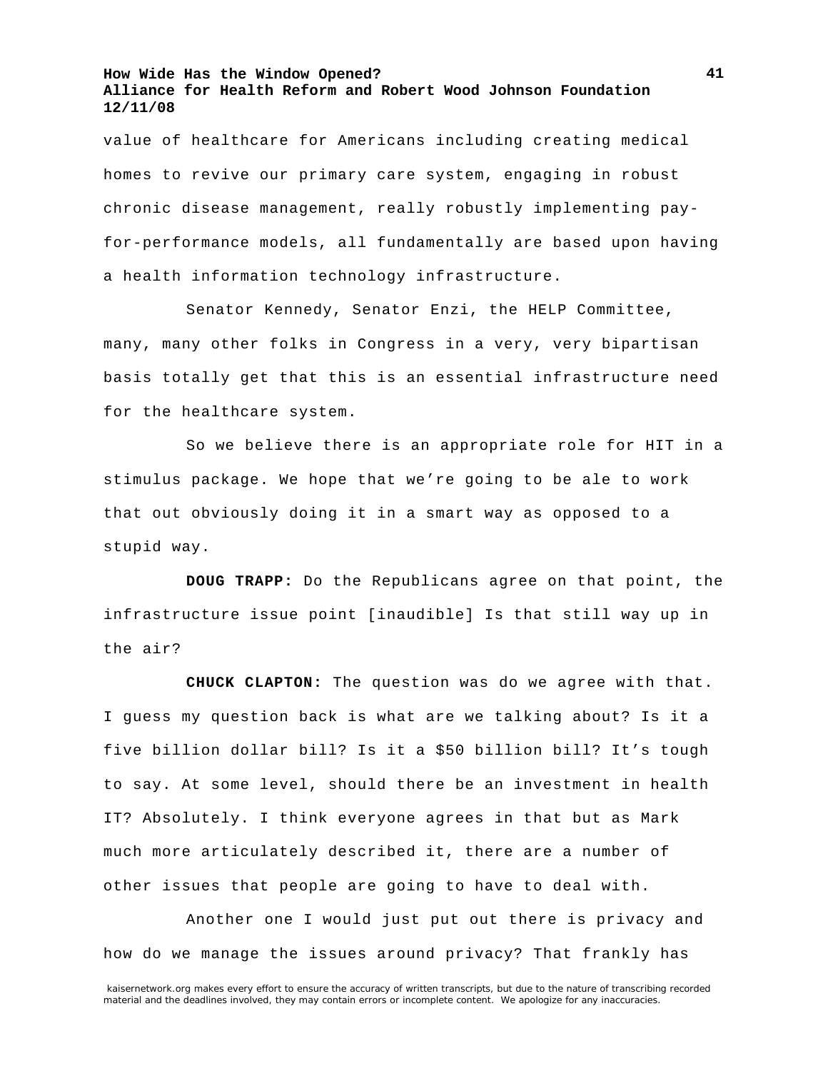value of healthcare for Americans including creating medical homes to revive our primary care system, engaging in robust chronic disease management, really robustly implementing pay-for-performance models, all fundamentally are based upon having a health information technology infrastructure.

Senator Kennedy, Senator Enzi, the HELP Committee, many, many other folks in Congress in a very, very bipartisan basis totally get that this is an essential infrastructure need for the healthcare system.

So we believe there is an appropriate role for HIT in a stimulus package. We hope that we're going to be ale to work that out obviously doing it in a smart way as opposed to a stupid way.

**DOUG TRAPP:** Do the Republicans agree on that point, the infrastructure issue point [inaudible] Is that still way up in the air?

**CHUCK CLAPTON:** The question was do we agree with that. I guess my question back is what are we talking about? Is it a five billion dollar bill? Is it a $50 billion bill? It's tough to say. At some level, should there be an investment in health IT? Absolutely. I think everyone agrees in that but as Mark much more articulately described it, there are a number of other issues that people are going to have to deal with.

Another one I would just put out there is privacy and how do we manage the issues around privacy? That frankly has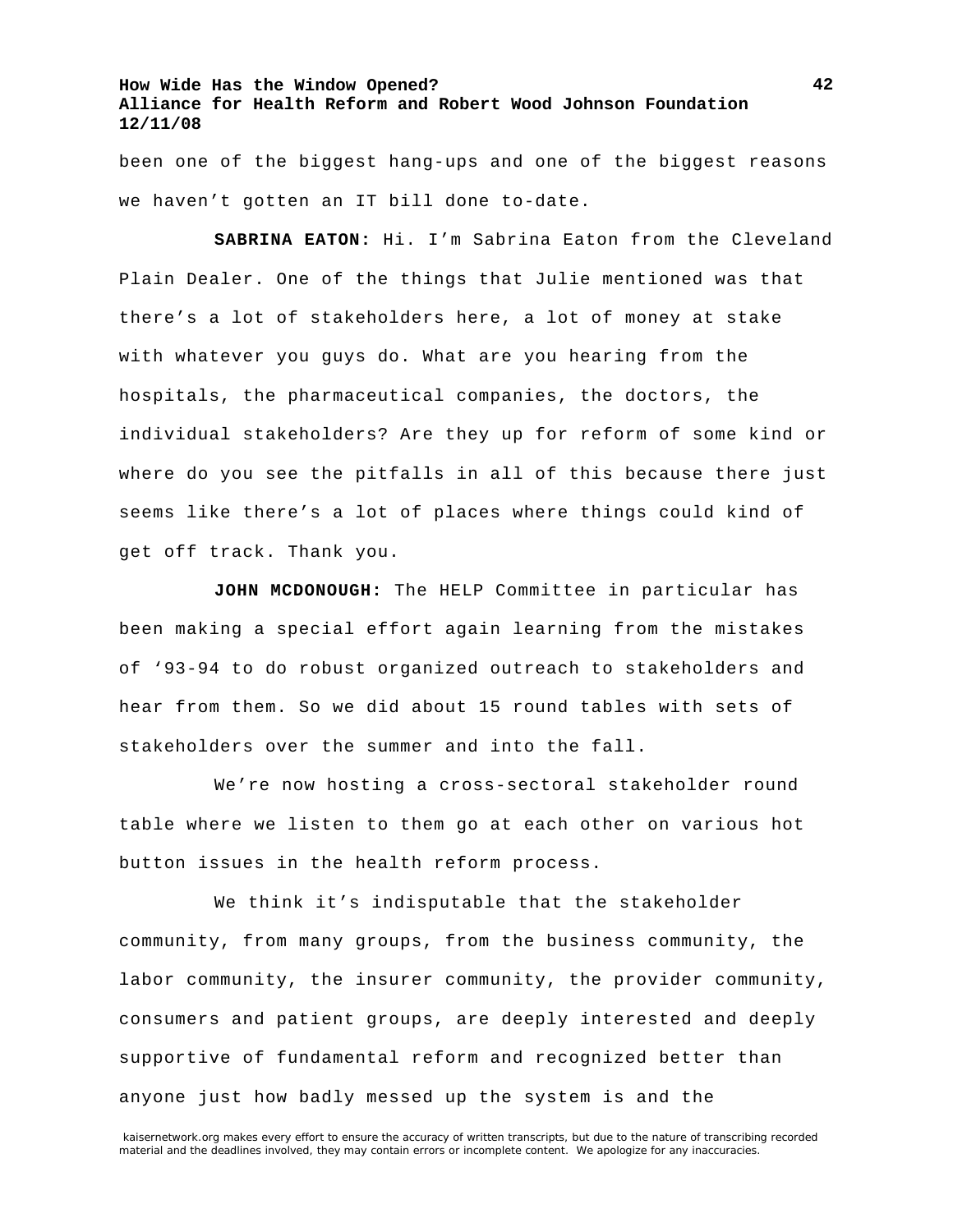been one of the biggest hang-ups and one of the biggest reasons we haven't gotten an IT bill done to-date.

**SABRINA EATON:** Hi. I'm Sabrina Eaton from the Cleveland Plain Dealer. One of the things that Julie mentioned was that there's a lot of stakeholders here, a lot of money at stake with whatever you guys do. What are you hearing from the hospitals, the pharmaceutical companies, the doctors, the individual stakeholders? Are they up for reform of some kind or where do you see the pitfalls in all of this because there just seems like there's a lot of places where things could kind of get off track. Thank you.

**JOHN MCDONOUGH:** The HELP Committee in particular has been making a special effort again learning from the mistakes of '93-94 to do robust organized outreach to stakeholders and hear from them. So we did about 15 round tables with sets of stakeholders over the summer and into the fall.

We're now hosting a cross-sectoral stakeholder round table where we listen to them go at each other on various hot button issues in the health reform process.

We think it's indisputable that the stakeholder community, from many groups, from the business community, the labor community, the insurer community, the provider community, consumers and patient groups, are deeply interested and deeply supportive of fundamental reform and recognized better than anyone just how badly messed up the system is and the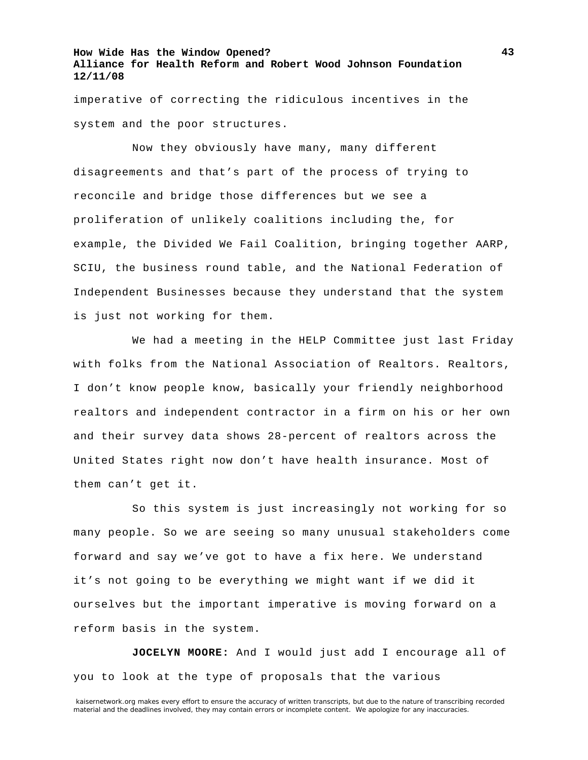imperative of correcting the ridiculous incentives in the system and the poor structures.

Now they obviously have many, many different disagreements and that's part of the process of trying to reconcile and bridge those differences but we see a proliferation of unlikely coalitions including the, for example, the Divided We Fail Coalition, bringing together AARP, SCIU, the business round table, and the National Federation of Independent Businesses because they understand that the system is just not working for them.

We had a meeting in the HELP Committee just last Friday with folks from the National Association of Realtors. Realtors, I don't know people know, basically your friendly neighborhood realtors and independent contractor in a firm on his or her own and their survey data shows 28-percent of realtors across the United States right now don't have health insurance. Most of them can't get it.

So this system is just increasingly not working for so many people. So we are seeing so many unusual stakeholders come forward and say we've got to have a fix here. We understand it's not going to be everything we might want if we did it ourselves but the important imperative is moving forward on a reform basis in the system.

**JOCELYN MOORE:** And I would just add I encourage all of you to look at the type of proposals that the various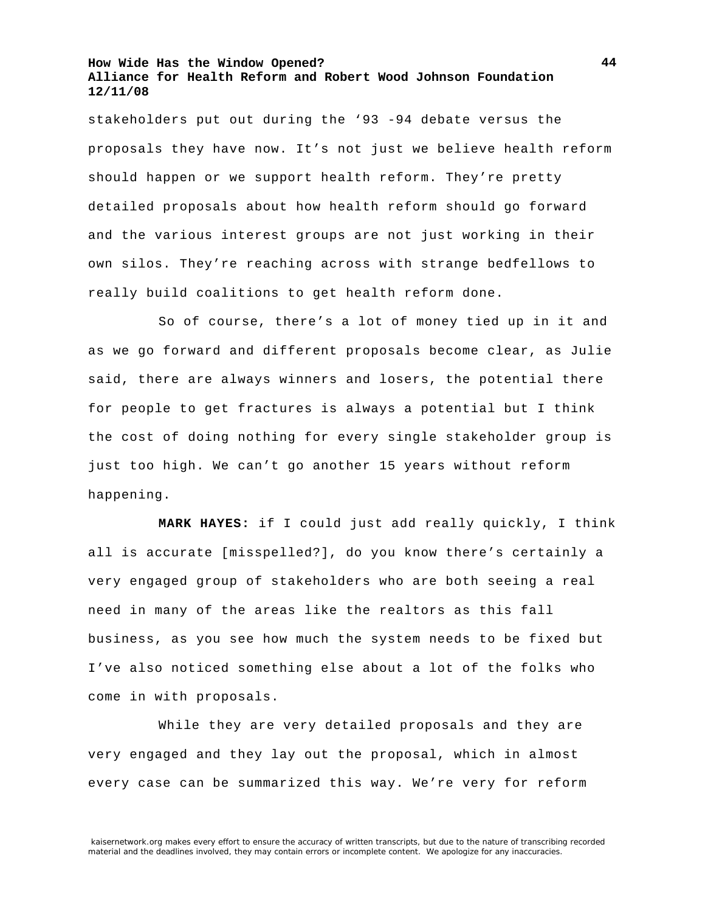stakeholders put out during the '93 -94 debate versus the proposals they have now. It's not just we believe health reform should happen or we support health reform. They're pretty detailed proposals about how health reform should go forward and the various interest groups are not just working in their own silos. They're reaching across with strange bedfellows to really build coalitions to get health reform done.

So of course, there's a lot of money tied up in it and as we go forward and different proposals become clear, as Julie said, there are always winners and losers, the potential there for people to get fractures is always a potential but I think the cost of doing nothing for every single stakeholder group is just too high. We can't go another 15 years without reform happening.

**MARK HAYES:** if I could just add really quickly, I think all is accurate [misspelled?], do you know there's certainly a very engaged group of stakeholders who are both seeing a real need in many of the areas like the realtors as this fall business, as you see how much the system needs to be fixed but I've also noticed something else about a lot of the folks who come in with proposals.

While they are very detailed proposals and they are very engaged and they lay out the proposal, which in almost every case can be summarized this way. We're very for reform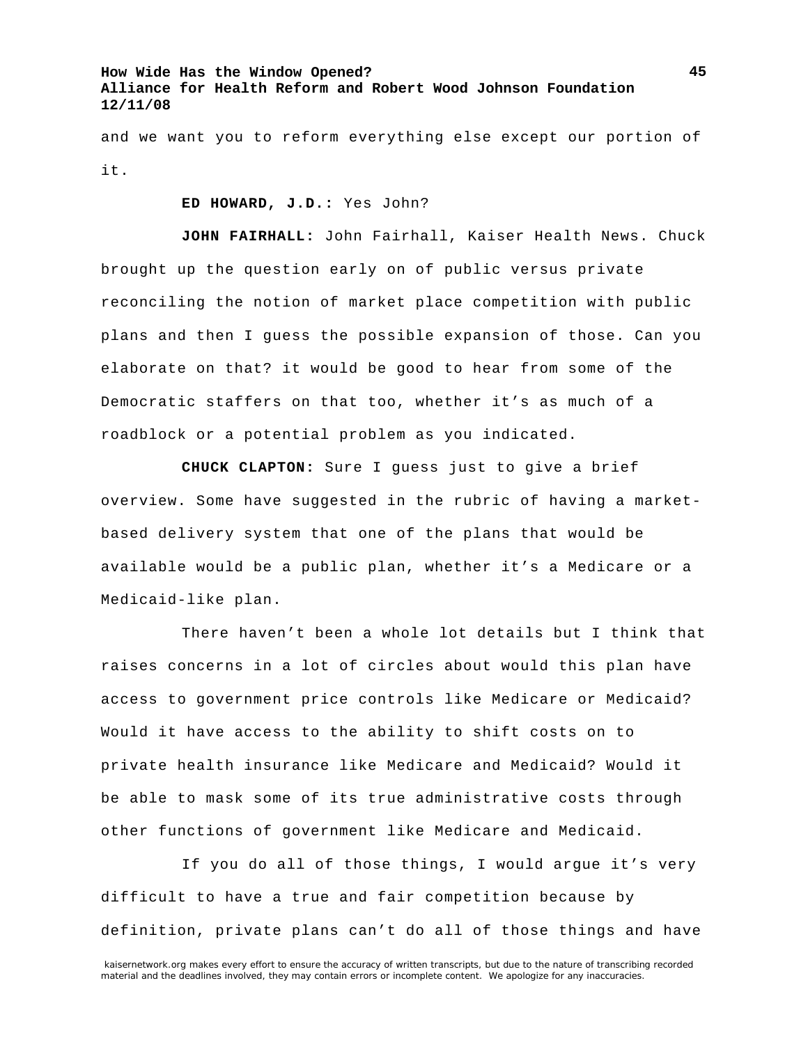and we want you to reform everything else except our portion of it.

**ED HOWARD, J.D.:** Yes John?

**JOHN FAIRHALL:** John Fairhall, Kaiser Health News. Chuck brought up the question early on of public versus private reconciling the notion of market place competition with public plans and then I guess the possible expansion of those. Can you elaborate on that? it would be good to hear from some of the Democratic staffers on that too, whether it's as much of a roadblock or a potential problem as you indicated.

**CHUCK CLAPTON:** Sure I guess just to give a brief overview. Some have suggested in the rubric of having a market-based delivery system that one of the plans that would be available would be a public plan, whether it's a Medicare or a Medicaid-like plan.

There haven't been a whole lot details but I think that raises concerns in a lot of circles about would this plan have access to government price controls like Medicare or Medicaid? Would it have access to the ability to shift costs on to private health insurance like Medicare and Medicaid? Would it be able to mask some of its true administrative costs through other functions of government like Medicare and Medicaid.

If you do all of those things, I would argue it's very difficult to have a true and fair competition because by definition, private plans can't do all of those things and have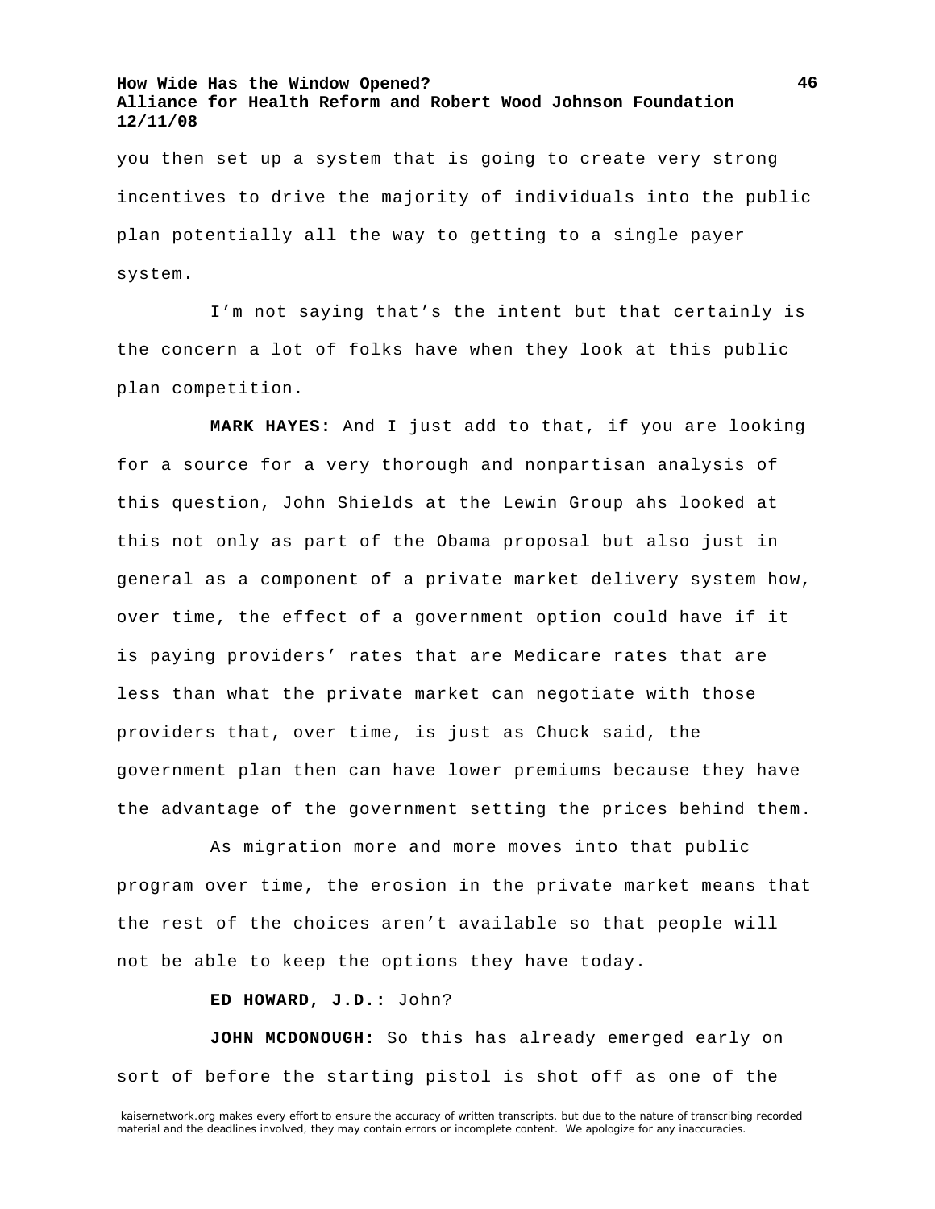you then set up a system that is going to create very strong incentives to drive the majority of individuals into the public plan potentially all the way to getting to a single payer system.

I'm not saying that's the intent but that certainly is the concern a lot of folks have when they look at this public plan competition.

**MARK HAYES:** And I just add to that, if you are looking for a source for a very thorough and nonpartisan analysis of this question, John Shields at the Lewin Group ahs looked at this not only as part of the Obama proposal but also just in general as a component of a private market delivery system how, over time, the effect of a government option could have if it is paying providers' rates that are Medicare rates that are less than what the private market can negotiate with those providers that, over time, is just as Chuck said, the government plan then can have lower premiums because they have the advantage of the government setting the prices behind them.

As migration more and more moves into that public program over time, the erosion in the private market means that the rest of the choices aren't available so that people will not be able to keep the options they have today.

**ED HOWARD, J.D.:** John?

**JOHN MCDONOUGH:** So this has already emerged early on sort of before the starting pistol is shot off as one of the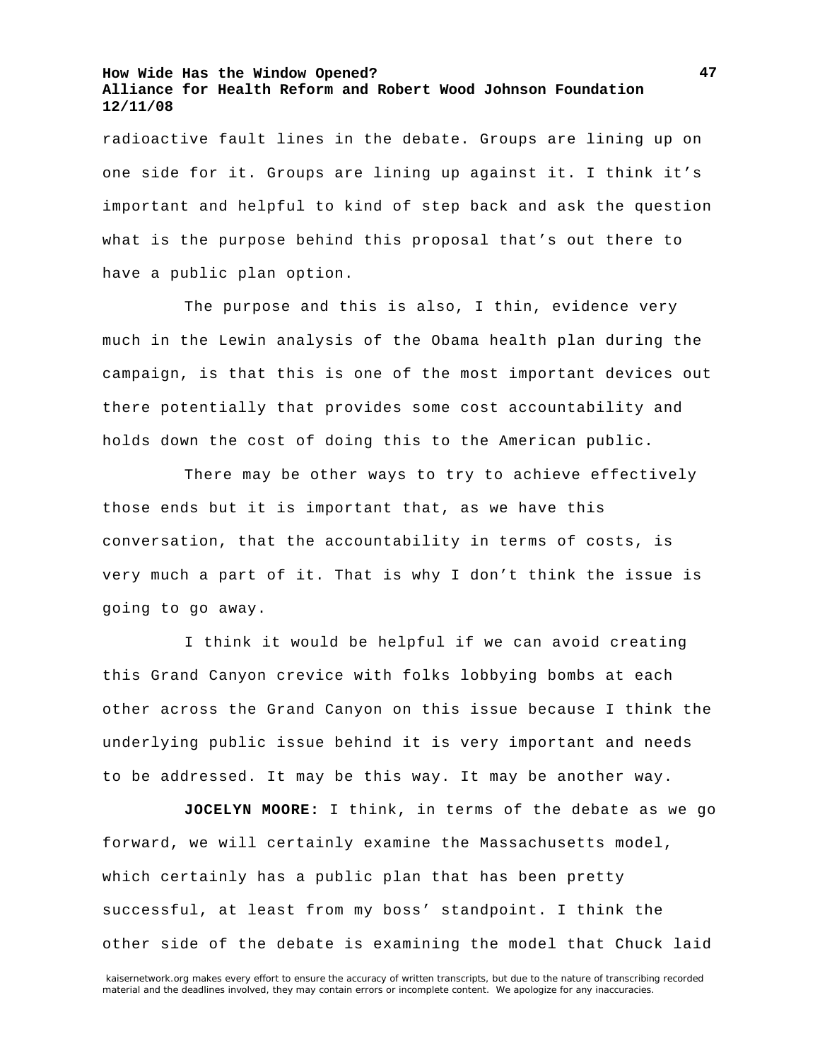radioactive fault lines in the debate. Groups are lining up on one side for it. Groups are lining up against it. I think it's important and helpful to kind of step back and ask the question what is the purpose behind this proposal that's out there to have a public plan option.

The purpose and this is also, I thin, evidence very much in the Lewin analysis of the Obama health plan during the campaign, is that this is one of the most important devices out there potentially that provides some cost accountability and holds down the cost of doing this to the American public.

There may be other ways to try to achieve effectively those ends but it is important that, as we have this conversation, that the accountability in terms of costs, is very much a part of it. That is why I don't think the issue is going to go away.

I think it would be helpful if we can avoid creating this Grand Canyon crevice with folks lobbying bombs at each other across the Grand Canyon on this issue because I think the underlying public issue behind it is very important and needs to be addressed. It may be this way. It may be another way.

**JOCELYN MOORE:** I think, in terms of the debate as we go forward, we will certainly examine the Massachusetts model, which certainly has a public plan that has been pretty successful, at least from my boss' standpoint. I think the other side of the debate is examining the model that Chuck laid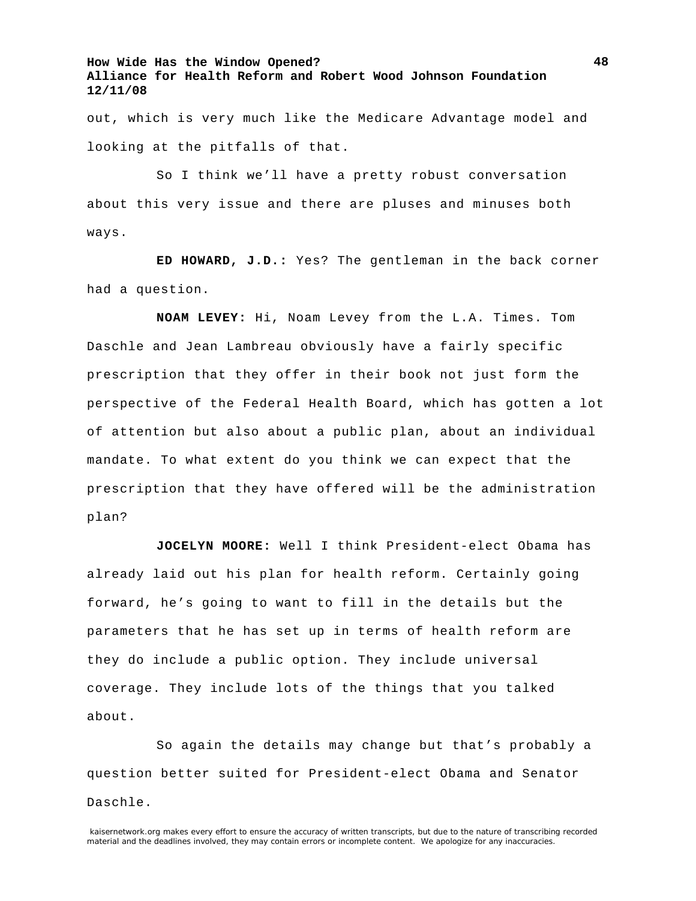out, which is very much like the Medicare Advantage model and looking at the pitfalls of that.

So I think we'll have a pretty robust conversation about this very issue and there are pluses and minuses both ways.

**ED HOWARD, J.D.:** Yes? The gentleman in the back corner had a question.

**NOAM LEVEY:** Hi, Noam Levey from the L.A. Times. Tom Daschle and Jean Lambreau obviously have a fairly specific prescription that they offer in their book not just form the perspective of the Federal Health Board, which has gotten a lot of attention but also about a public plan, about an individual mandate. To what extent do you think we can expect that the prescription that they have offered will be the administration plan?

**JOCELYN MOORE:** Well I think President-elect Obama has already laid out his plan for health reform. Certainly going forward, he's going to want to fill in the details but the parameters that he has set up in terms of health reform are they do include a public option. They include universal coverage. They include lots of the things that you talked about.

So again the details may change but that's probably a question better suited for President-elect Obama and Senator Daschle.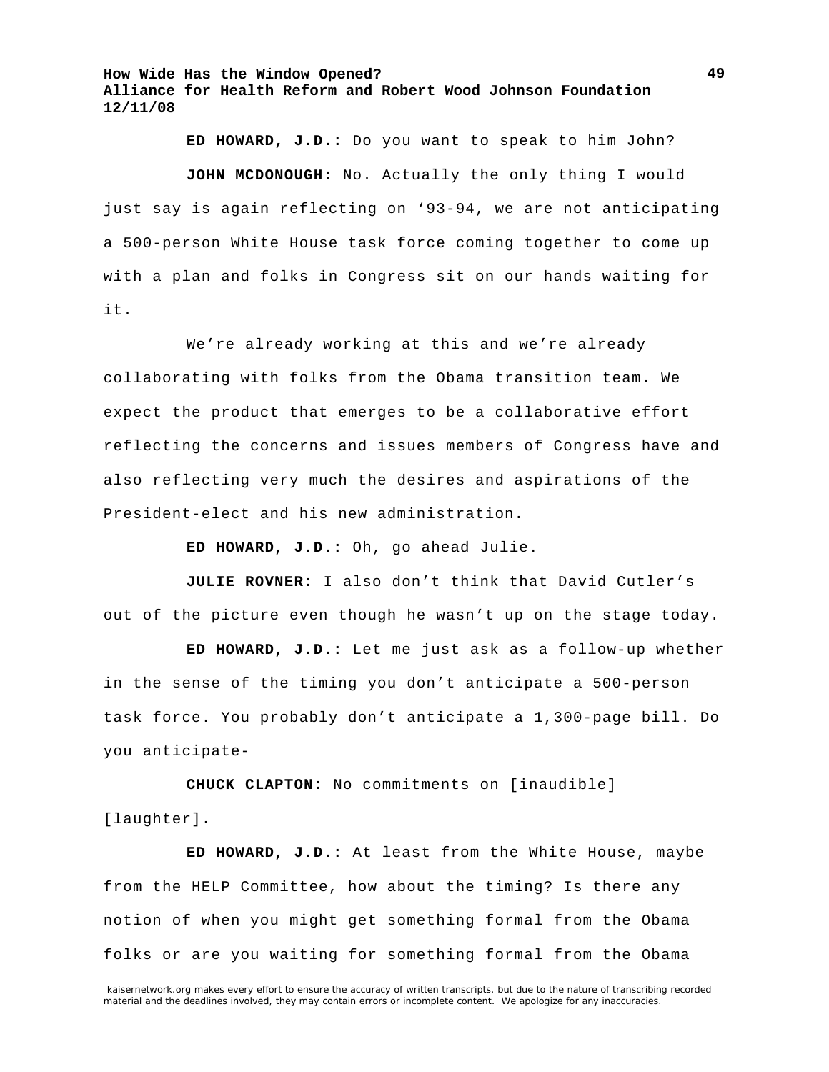**ED HOWARD, J.D.:** Do you want to speak to him John?

**JOHN MCDONOUGH:** No. Actually the only thing I would just say is again reflecting on '93-94, we are not anticipating a 500-person White House task force coming together to come up with a plan and folks in Congress sit on our hands waiting for it.

We're already working at this and we're already collaborating with folks from the Obama transition team. We expect the product that emerges to be a collaborative effort reflecting the concerns and issues members of Congress have and also reflecting very much the desires and aspirations of the President-elect and his new administration.

**ED HOWARD, J.D.:** Oh, go ahead Julie.

**JULIE ROVNER:** I also don't think that David Cutler's out of the picture even though he wasn't up on the stage today.

**ED HOWARD, J.D.:** Let me just ask as a follow-up whether in the sense of the timing you don't anticipate a 500-person task force. You probably don't anticipate a 1,300-page bill. Do you anticipate-

**CHUCK CLAPTON:** No commitments on [inaudible] [laughter].

**ED HOWARD, J.D.:** At least from the White House, maybe from the HELP Committee, how about the timing? Is there any notion of when you might get something formal from the Obama folks or are you waiting for something formal from the Obama

kaisernetwork.org makes every effort to ensure the accuracy of written transcripts, but due to the nature of transcribing recorded material and the deadlines involved, they may contain errors or incomplete content. We apologize for any inaccuracies.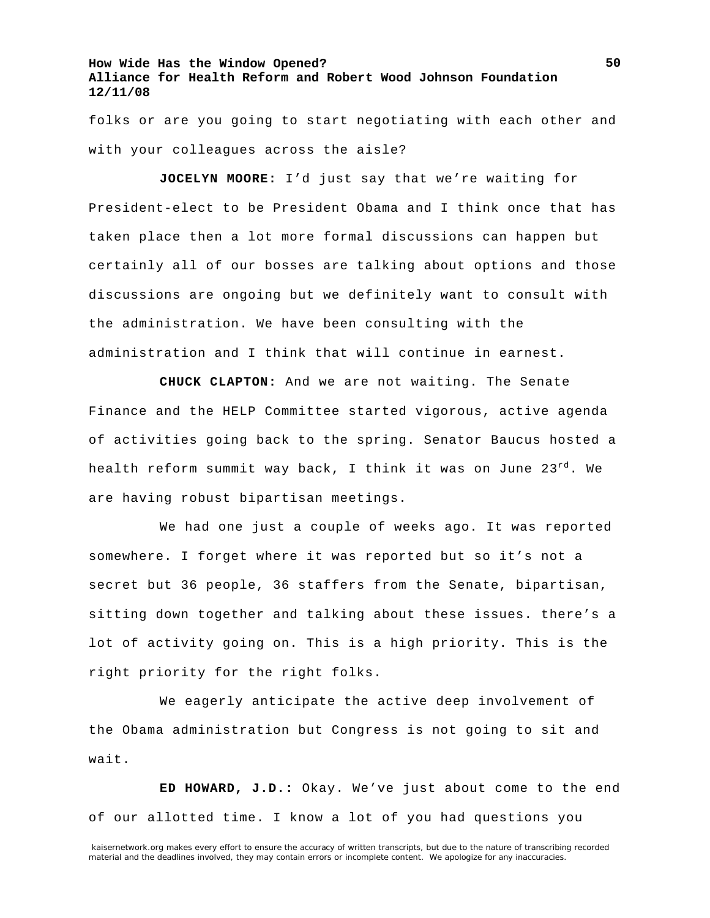folks or are you going to start negotiating with each other and with your colleagues across the aisle?

**JOCELYN MOORE:** I'd just say that we're waiting for President-elect to be President Obama and I think once that has taken place then a lot more formal discussions can happen but certainly all of our bosses are talking about options and those discussions are ongoing but we definitely want to consult with the administration. We have been consulting with the administration and I think that will continue in earnest.

**CHUCK CLAPTON:** And we are not waiting. The Senate Finance and the HELP Committee started vigorous, active agenda of activities going back to the spring. Senator Baucus hosted a health reform summit way back, I think it was on June 23rd. We are having robust bipartisan meetings.

We had one just a couple of weeks ago. It was reported somewhere. I forget where it was reported but so it's not a secret but 36 people, 36 staffers from the Senate, bipartisan, sitting down together and talking about these issues. there's a lot of activity going on. This is a high priority. This is the right priority for the right folks.

We eagerly anticipate the active deep involvement of the Obama administration but Congress is not going to sit and wait.

**ED HOWARD, J.D.:** Okay. We've just about come to the end of our allotted time. I know a lot of you had questions you

kaisernetwork.org makes every effort to ensure the accuracy of written transcripts, but due to the nature of transcribing recorded material and the deadlines involved, they may contain errors or incomplete content. We apologize for any inaccuracies.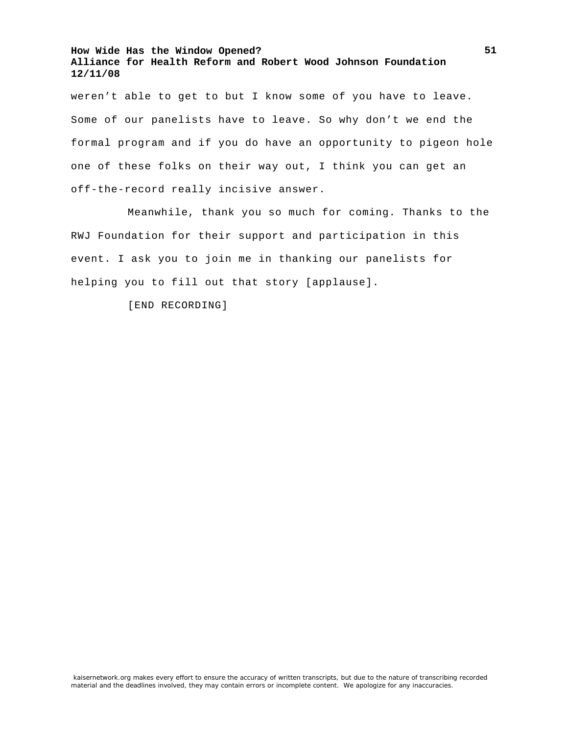weren't able to get to but I know some of you have to leave. Some of our panelists have to leave. So why don't we end the formal program and if you do have an opportunity to pigeon hole one of these folks on their way out, I think you can get an off-the-record really incisive answer.

Meanwhile, thank you so much for coming. Thanks to the RWJ Foundation for their support and participation in this event. I ask you to join me in thanking our panelists for helping you to fill out that story [applause].

[END RECORDING]